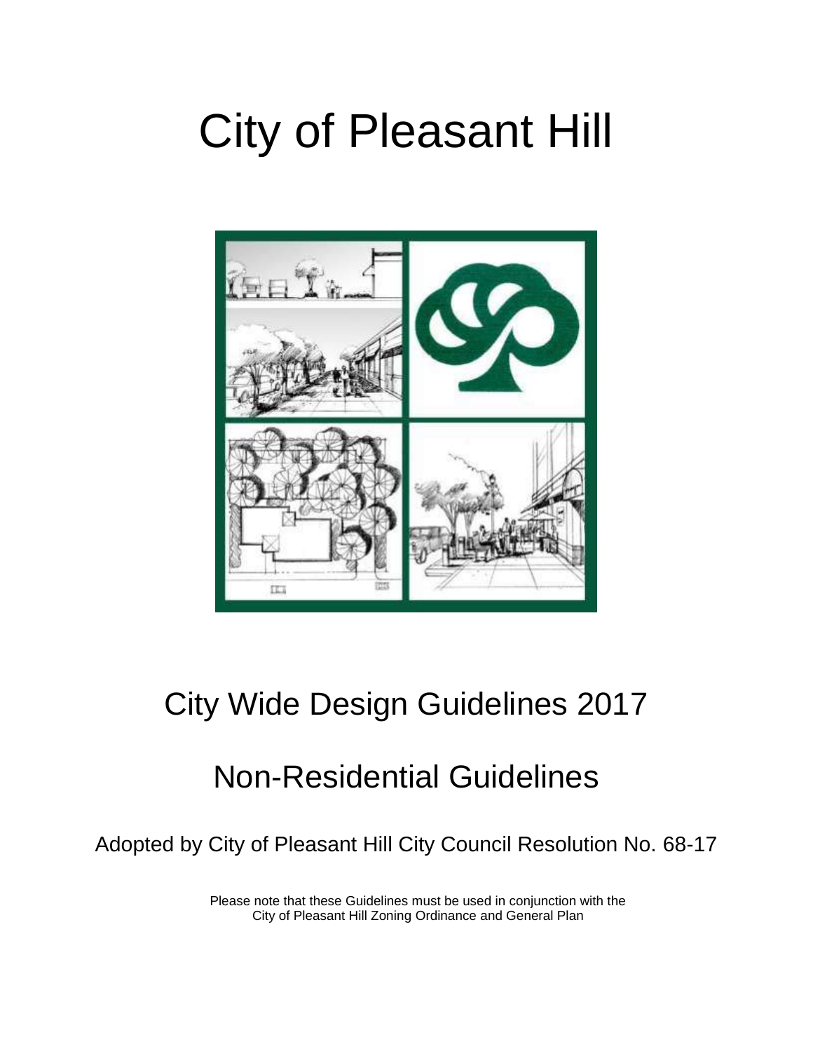# City of Pleasant Hill

## City Wide Design Guidelines 2017

## Non-Residential Guidelines

Adopted by City of Pleasant Hill City Council Resolution No. 68-17

Please note that these Guidelines must be used in conjunction with the City of Pleasant Hill Zoning Ordinance and General Plan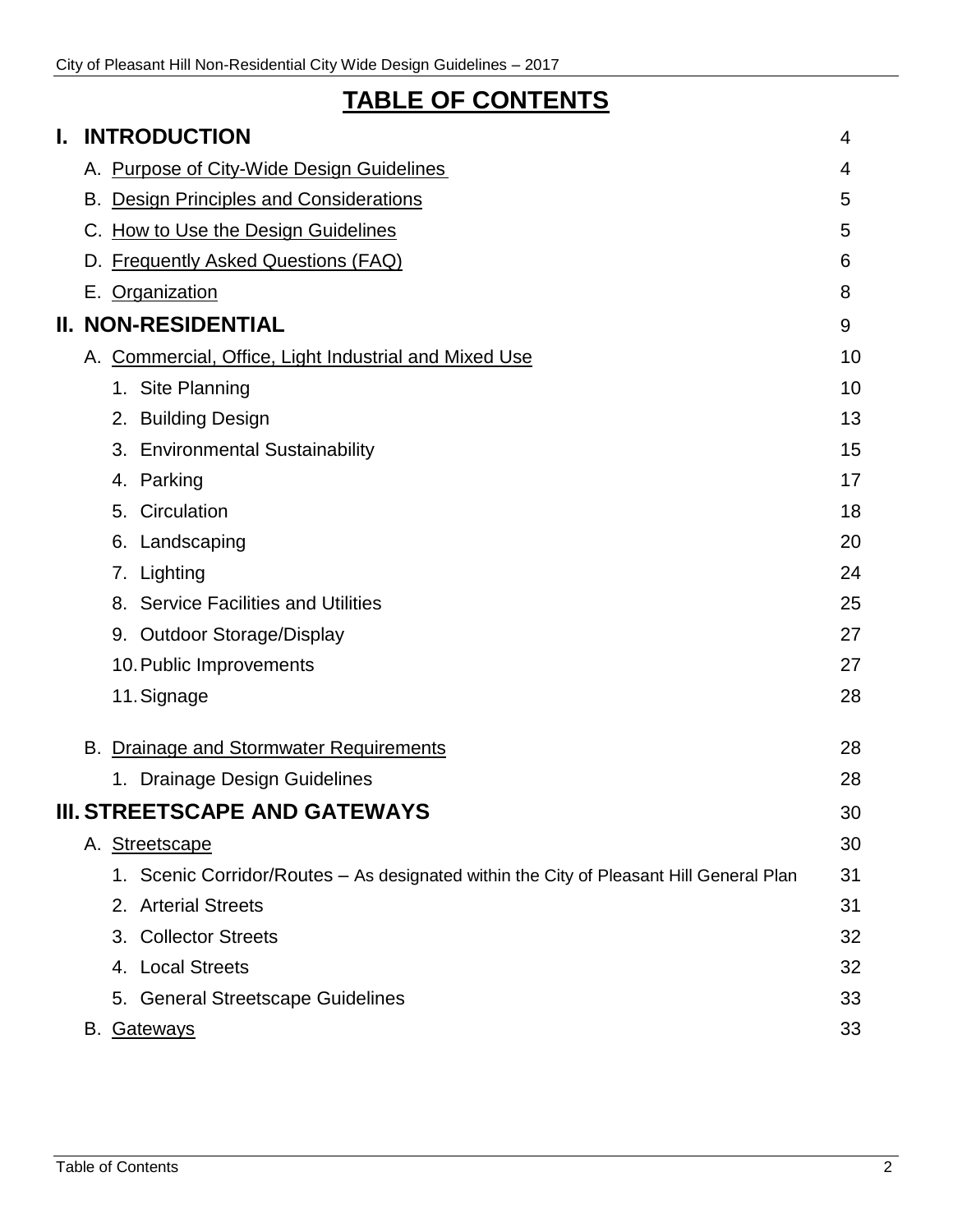# TABLE OF CONTENTS

| | |
|---|---|
| **I. INTRODUCTION** | 4 |
| A. Purpose of City-Wide Design Guidelines | 4 |
| B. Design Principles and Considerations | 5 |
| C. How to Use the Design Guidelines | 5 |
| D. Frequently Asked Questions (FAQ) | 6 |
| E. Organization | 8 |
| **II. NON-RESIDENTIAL** | 9 |
| A. Commercial, Office, Light Industrial and Mixed Use | 10 |
| 1. Site Planning | 10 |
| 2. Building Design | 13 |
| 3. Environmental Sustainability | 15 |
| 4. Parking | 17 |
| 5. Circulation | 18 |
| 6. Landscaping | 20 |
| 7. Lighting | 24 |
| 8. Service Facilities and Utilities | 25 |
| 9. Outdoor Storage/Display | 27 |
| 10. Public Improvements | 27 |
| 11. Signage | 28 |
| B. Drainage and Stormwater Requirements | 28 |
| 1. Drainage Design Guidelines | 28 |
| **III. STREETSCAPE AND GATEWAYS** | 30 |
| A. Streetscape | 30 |
| 1. Scenic Corridor/Routes – As designated within the City of Pleasant Hill General Plan | 31 |
| 2. Arterial Streets | 31 |
| 3. Collector Streets | 32 |
| 4. Local Streets | 32 |
| 5. General Streetscape Guidelines | 33 |
| B. Gateways | 33 |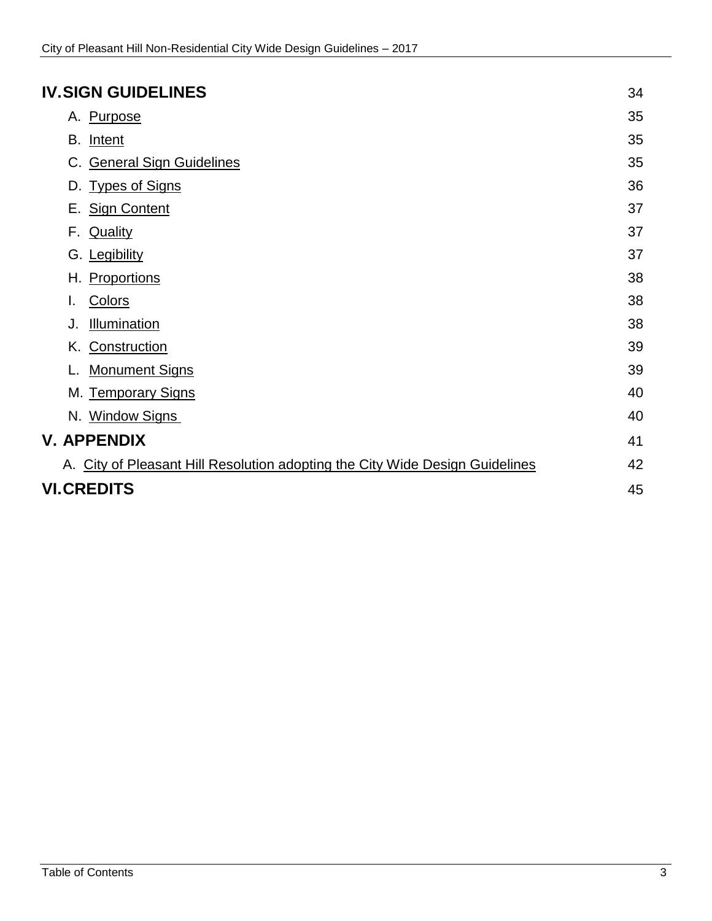| | |
|---|---|
| **IV. SIGN GUIDELINES** | 34 |
| A. Purpose | 35 |
| B. Intent | 35 |
| C. General Sign Guidelines | 35 |
| D. Types of Signs | 36 |
| E. Sign Content | 37 |
| F. Quality | 37 |
| G. Legibility | 37 |
| H. Proportions | 38 |
| I. Colors | 38 |
| J. Illumination | 38 |
| K. Construction | 39 |
| L. Monument Signs | 39 |
| M. Temporary Signs | 40 |
| N. Window Signs | 40 |
| **V. APPENDIX** | 41 |
| A. City of Pleasant Hill Resolution adopting the City Wide Design Guidelines | 42 |
| **VI. CREDITS** | 45 |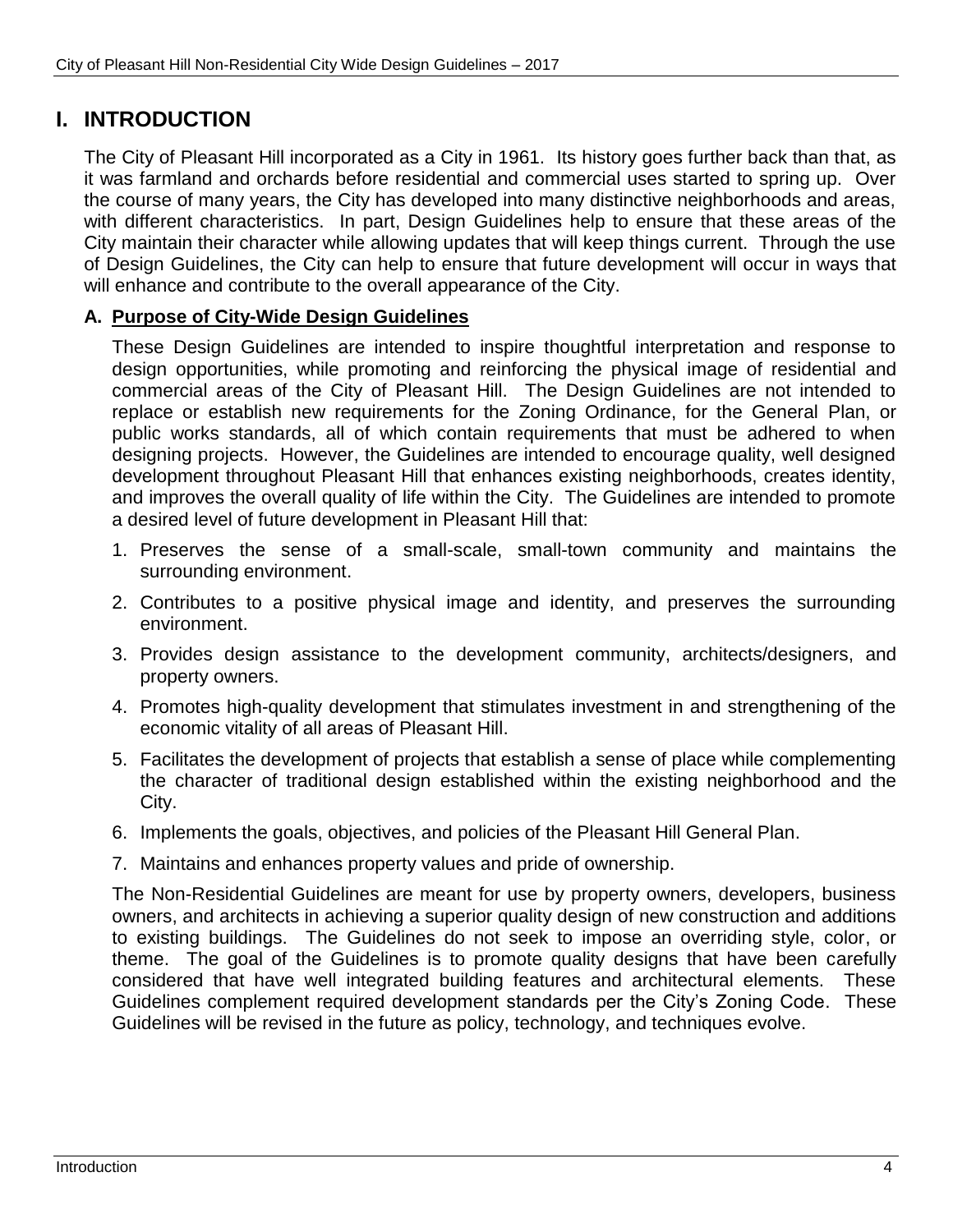# I. INTRODUCTION

The City of Pleasant Hill incorporated as a City in 1961. Its history goes further back than that, as it was farmland and orchards before residential and commercial uses started to spring up. Over the course of many years, the City has developed into many distinctive neighborhoods and areas, with different characteristics. In part, Design Guidelines help to ensure that these areas of the City maintain their character while allowing updates that will keep things current. Through the use of Design Guidelines, the City can help to ensure that future development will occur in ways that will enhance and contribute to the overall appearance of the City.

## A. Purpose of City-Wide Design Guidelines

These Design Guidelines are intended to inspire thoughtful interpretation and response to design opportunities, while promoting and reinforcing the physical image of residential and commercial areas of the City of Pleasant Hill. The Design Guidelines are not intended to replace or establish new requirements for the Zoning Ordinance, for the General Plan, or public works standards, all of which contain requirements that must be adhered to when designing projects. However, the Guidelines are intended to encourage quality, well designed development throughout Pleasant Hill that enhances existing neighborhoods, creates identity, and improves the overall quality of life within the City. The Guidelines are intended to promote a desired level of future development in Pleasant Hill that:

1. Preserves the sense of a small-scale, small-town community and maintains the surrounding environment.
2. Contributes to a positive physical image and identity, and preserves the surrounding environment.
3. Provides design assistance to the development community, architects/designers, and property owners.
4. Promotes high-quality development that stimulates investment in and strengthening of the economic vitality of all areas of Pleasant Hill.
5. Facilitates the development of projects that establish a sense of place while complementing the character of traditional design established within the existing neighborhood and the City.
6. Implements the goals, objectives, and policies of the Pleasant Hill General Plan.
7. Maintains and enhances property values and pride of ownership.

The Non-Residential Guidelines are meant for use by property owners, developers, business owners, and architects in achieving a superior quality design of new construction and additions to existing buildings. The Guidelines do not seek to impose an overriding style, color, or theme. The goal of the Guidelines is to promote quality designs that have been carefully considered that have well integrated building features and architectural elements. These Guidelines complement required development standards per the City's Zoning Code. These Guidelines will be revised in the future as policy, technology, and techniques evolve.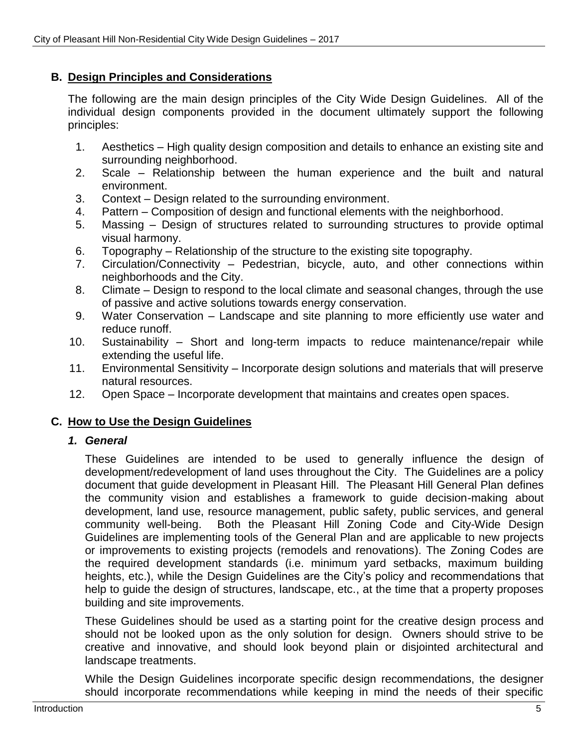## B. Design Principles and Considerations

The following are the main design principles of the City Wide Design Guidelines. All of the individual design components provided in the document ultimately support the following principles:

1. Aesthetics – High quality design composition and details to enhance an existing site and surrounding neighborhood.
2. Scale – Relationship between the human experience and the built and natural environment.
3. Context – Design related to the surrounding environment.
4. Pattern – Composition of design and functional elements with the neighborhood.
5. Massing – Design of structures related to surrounding structures to provide optimal visual harmony.
6. Topography – Relationship of the structure to the existing site topography.
7. Circulation/Connectivity – Pedestrian, bicycle, auto, and other connections within neighborhoods and the City.
8. Climate – Design to respond to the local climate and seasonal changes, through the use of passive and active solutions towards energy conservation.
9. Water Conservation – Landscape and site planning to more efficiently use water and reduce runoff.
10. Sustainability – Short and long-term impacts to reduce maintenance/repair while extending the useful life.
11. Environmental Sensitivity – Incorporate design solutions and materials that will preserve natural resources.
12. Open Space – Incorporate development that maintains and creates open spaces.

## C. How to Use the Design Guidelines

### *1. General*

These Guidelines are intended to be used to generally influence the design of development/redevelopment of land uses throughout the City. The Guidelines are a policy document that guide development in Pleasant Hill. The Pleasant Hill General Plan defines the community vision and establishes a framework to guide decision-making about development, land use, resource management, public safety, public services, and general community well-being. Both the Pleasant Hill Zoning Code and City-Wide Design Guidelines are implementing tools of the General Plan and are applicable to new projects or improvements to existing projects (remodels and renovations). The Zoning Codes are the required development standards (i.e. minimum yard setbacks, maximum building heights, etc.), while the Design Guidelines are the City's policy and recommendations that help to guide the design of structures, landscape, etc., at the time that a property proposes building and site improvements.

These Guidelines should be used as a starting point for the creative design process and should not be looked upon as the only solution for design. Owners should strive to be creative and innovative, and should look beyond plain or disjointed architectural and landscape treatments.

While the Design Guidelines incorporate specific design recommendations, the designer should incorporate recommendations while keeping in mind the needs of their specific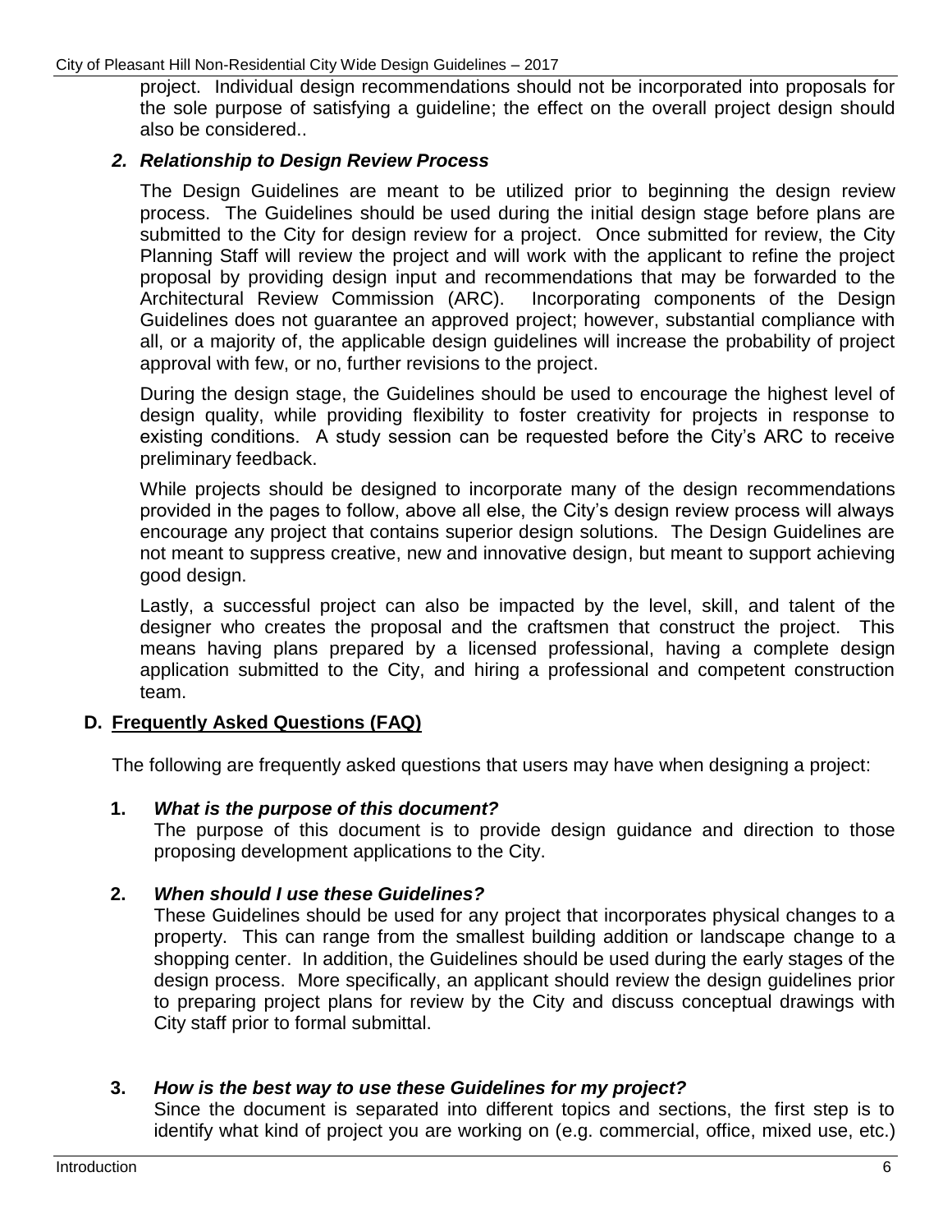project. Individual design recommendations should not be incorporated into proposals for the sole purpose of satisfying a guideline; the effect on the overall project design should also be considered..

### *2. Relationship to Design Review Process*

The Design Guidelines are meant to be utilized prior to beginning the design review process. The Guidelines should be used during the initial design stage before plans are submitted to the City for design review for a project. Once submitted for review, the City Planning Staff will review the project and will work with the applicant to refine the project proposal by providing design input and recommendations that may be forwarded to the Architectural Review Commission (ARC). Incorporating components of the Design Guidelines does not guarantee an approved project; however, substantial compliance with all, or a majority of, the applicable design guidelines will increase the probability of project approval with few, or no, further revisions to the project.

During the design stage, the Guidelines should be used to encourage the highest level of design quality, while providing flexibility to foster creativity for projects in response to existing conditions. A study session can be requested before the City's ARC to receive preliminary feedback.

While projects should be designed to incorporate many of the design recommendations provided in the pages to follow, above all else, the City's design review process will always encourage any project that contains superior design solutions. The Design Guidelines are not meant to suppress creative, new and innovative design, but meant to support achieving good design.

Lastly, a successful project can also be impacted by the level, skill, and talent of the designer who creates the proposal and the craftsmen that construct the project. This means having plans prepared by a licensed professional, having a complete design application submitted to the City, and hiring a professional and competent construction team.

## D. <u>Frequently Asked Questions (FAQ)</u>

The following are frequently asked questions that users may have when designing a project:

**1. *What is the purpose of this document?***
The purpose of this document is to provide design guidance and direction to those proposing development applications to the City.

**2. *When should I use these Guidelines?***
These Guidelines should be used for any project that incorporates physical changes to a property. This can range from the smallest building addition or landscape change to a shopping center. In addition, the Guidelines should be used during the early stages of the design process. More specifically, an applicant should review the design guidelines prior to preparing project plans for review by the City and discuss conceptual drawings with City staff prior to formal submittal.

**3. *How is the best way to use these Guidelines for my project?***
Since the document is separated into different topics and sections, the first step is to identify what kind of project you are working on (e.g. commercial, office, mixed use, etc.)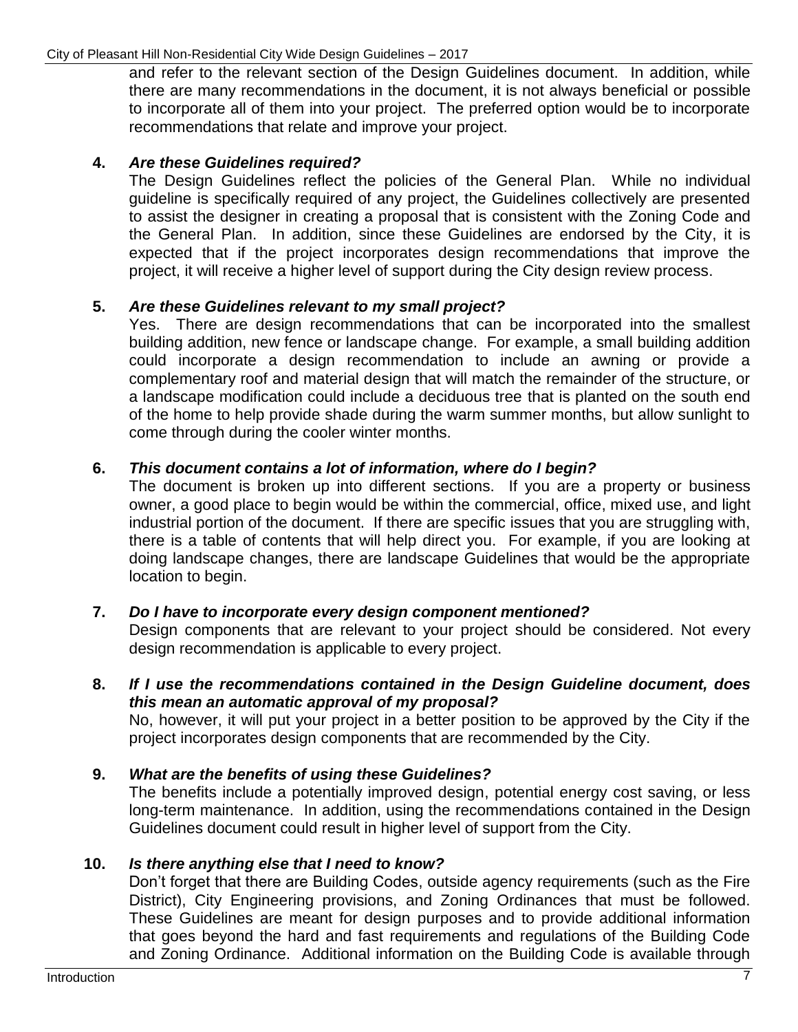and refer to the relevant section of the Design Guidelines document. In addition, while there are many recommendations in the document, it is not always beneficial or possible to incorporate all of them into your project. The preferred option would be to incorporate recommendations that relate and improve your project.

**4. *Are these Guidelines required?***

The Design Guidelines reflect the policies of the General Plan. While no individual guideline is specifically required of any project, the Guidelines collectively are presented to assist the designer in creating a proposal that is consistent with the Zoning Code and the General Plan. In addition, since these Guidelines are endorsed by the City, it is expected that if the project incorporates design recommendations that improve the project, it will receive a higher level of support during the City design review process.

**5. *Are these Guidelines relevant to my small project?***

Yes. There are design recommendations that can be incorporated into the smallest building addition, new fence or landscape change. For example, a small building addition could incorporate a design recommendation to include an awning or provide a complementary roof and material design that will match the remainder of the structure, or a landscape modification could include a deciduous tree that is planted on the south end of the home to help provide shade during the warm summer months, but allow sunlight to come through during the cooler winter months.

**6. *This document contains a lot of information, where do I begin?***

The document is broken up into different sections. If you are a property or business owner, a good place to begin would be within the commercial, office, mixed use, and light industrial portion of the document. If there are specific issues that you are struggling with, there is a table of contents that will help direct you. For example, if you are looking at doing landscape changes, there are landscape Guidelines that would be the appropriate location to begin.

**7. *Do I have to incorporate every design component mentioned?***

Design components that are relevant to your project should be considered. Not every design recommendation is applicable to every project.

**8. *If I use the recommendations contained in the Design Guideline document, does this mean an automatic approval of my proposal?***

No, however, it will put your project in a better position to be approved by the City if the project incorporates design components that are recommended by the City.

**9. *What are the benefits of using these Guidelines?***

The benefits include a potentially improved design, potential energy cost saving, or less long-term maintenance. In addition, using the recommendations contained in the Design Guidelines document could result in higher level of support from the City.

**10. *Is there anything else that I need to know?***

Don't forget that there are Building Codes, outside agency requirements (such as the Fire District), City Engineering provisions, and Zoning Ordinances that must be followed. These Guidelines are meant for design purposes and to provide additional information that goes beyond the hard and fast requirements and regulations of the Building Code and Zoning Ordinance. Additional information on the Building Code is available through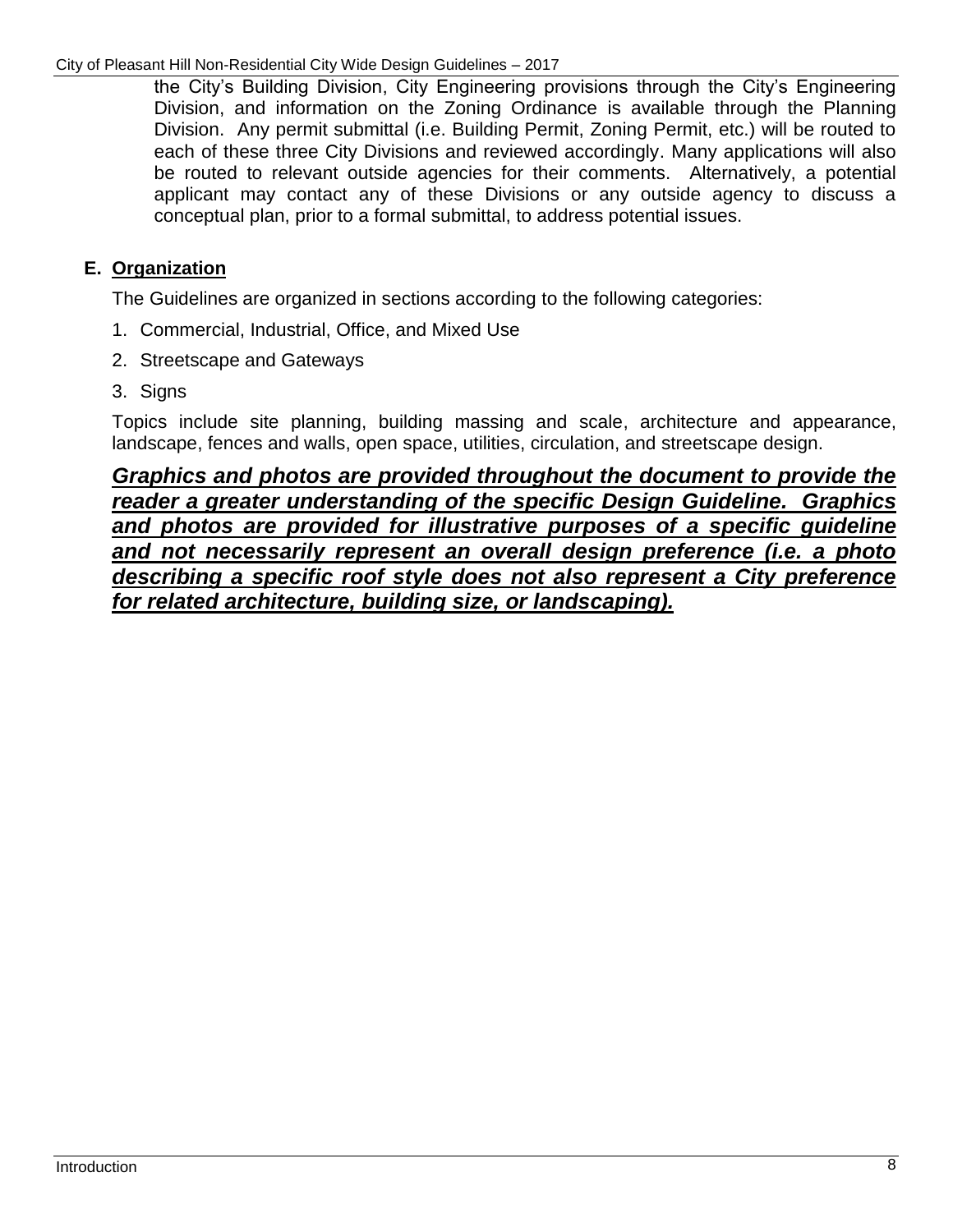the City's Building Division, City Engineering provisions through the City's Engineering Division, and information on the Zoning Ordinance is available through the Planning Division. Any permit submittal (i.e. Building Permit, Zoning Permit, etc.) will be routed to each of these three City Divisions and reviewed accordingly. Many applications will also be routed to relevant outside agencies for their comments. Alternatively, a potential applicant may contact any of these Divisions or any outside agency to discuss a conceptual plan, prior to a formal submittal, to address potential issues.

### E. Organization

The Guidelines are organized in sections according to the following categories:

1. Commercial, Industrial, Office, and Mixed Use
2. Streetscape and Gateways
3. Signs

Topics include site planning, building massing and scale, architecture and appearance, landscape, fences and walls, open space, utilities, circulation, and streetscape design.

***Graphics and photos are provided throughout the document to provide the reader a greater understanding of the specific Design Guideline. Graphics and photos are provided for illustrative purposes of a specific guideline and not necessarily represent an overall design preference (i.e. a photo describing a specific roof style does not also represent a City preference for related architecture, building size, or landscaping).***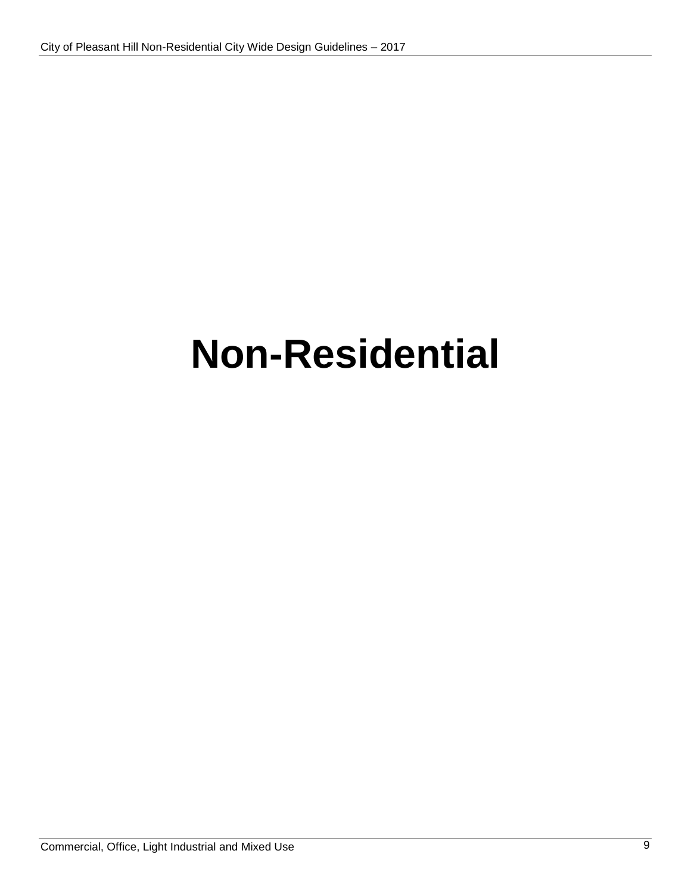# Non-Residential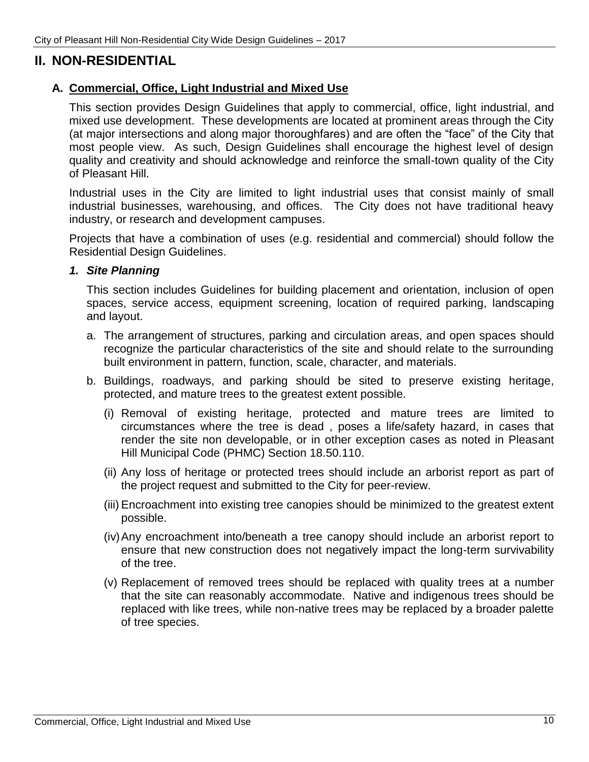## II. NON-RESIDENTIAL

### A. Commercial, Office, Light Industrial and Mixed Use

This section provides Design Guidelines that apply to commercial, office, light industrial, and mixed use development. These developments are located at prominent areas through the City (at major intersections and along major thoroughfares) and are often the "face" of the City that most people view. As such, Design Guidelines shall encourage the highest level of design quality and creativity and should acknowledge and reinforce the small-town quality of the City of Pleasant Hill.

Industrial uses in the City are limited to light industrial uses that consist mainly of small industrial businesses, warehousing, and offices. The City does not have traditional heavy industry, or research and development campuses.

Projects that have a combination of uses (e.g. residential and commercial) should follow the Residential Design Guidelines.

#### *1. Site Planning*

This section includes Guidelines for building placement and orientation, inclusion of open spaces, service access, equipment screening, location of required parking, landscaping and layout.

a. The arrangement of structures, parking and circulation areas, and open spaces should recognize the particular characteristics of the site and should relate to the surrounding built environment in pattern, function, scale, character, and materials.

b. Buildings, roadways, and parking should be sited to preserve existing heritage, protected, and mature trees to the greatest extent possible.

   (i) Removal of existing heritage, protected and mature trees are limited to circumstances where the tree is dead , poses a life/safety hazard, in cases that render the site non developable, or in other exception cases as noted in Pleasant Hill Municipal Code (PHMC) Section 18.50.110.

   (ii) Any loss of heritage or protected trees should include an arborist report as part of the project request and submitted to the City for peer-review.

   (iii) Encroachment into existing tree canopies should be minimized to the greatest extent possible.

   (iv) Any encroachment into/beneath a tree canopy should include an arborist report to ensure that new construction does not negatively impact the long-term survivability of the tree.

   (v) Replacement of removed trees should be replaced with quality trees at a number that the site can reasonably accommodate. Native and indigenous trees should be replaced with like trees, while non-native trees may be replaced by a broader palette of tree species.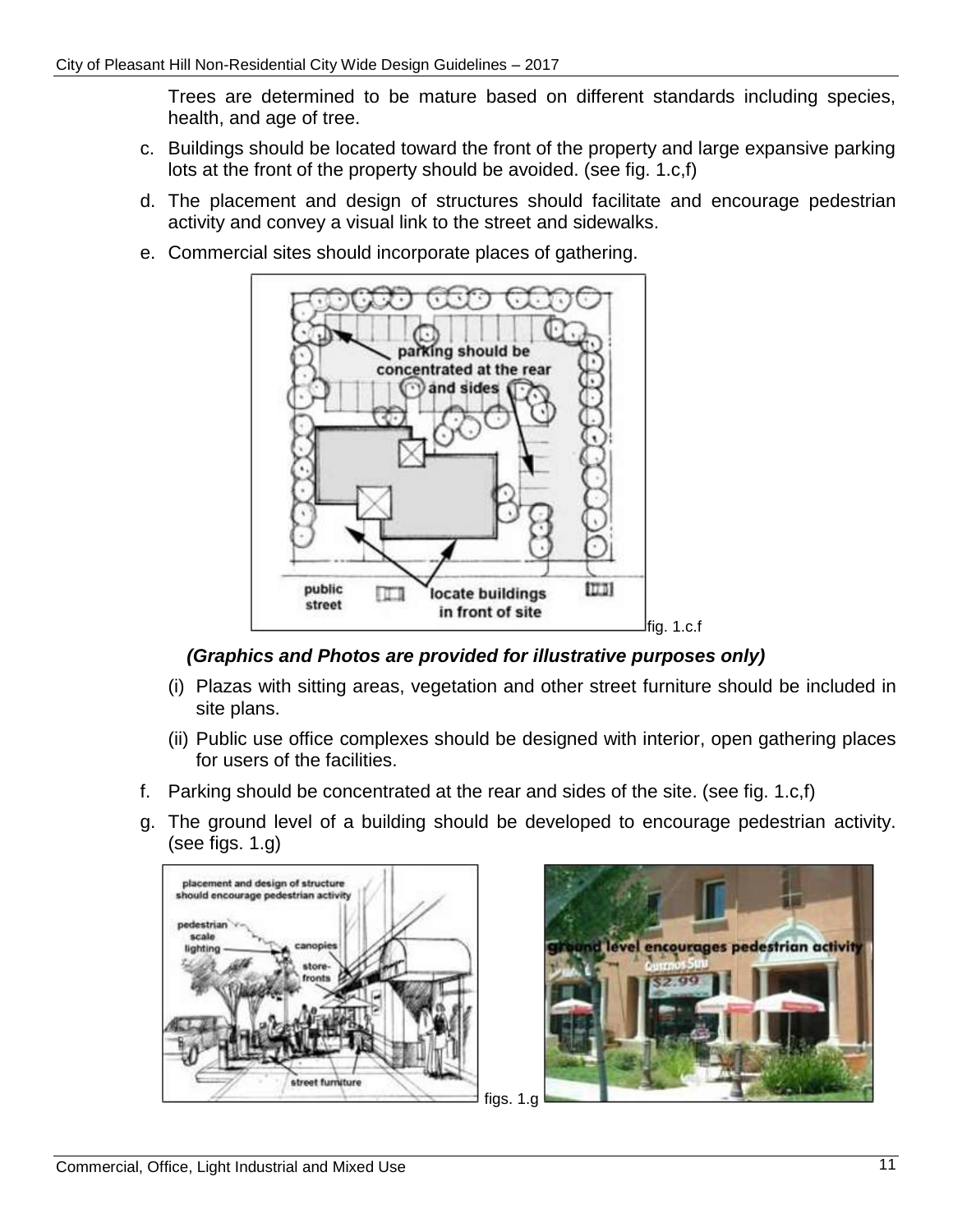Trees are determined to be mature based on different standards including species, health, and age of tree.

c. Buildings should be located toward the front of the property and large expansive parking lots at the front of the property should be avoided. (see fig. 1.c,f)

d. The placement and design of structures should facilitate and encourage pedestrian activity and convey a visual link to the street and sidewalks.

e. Commercial sites should incorporate places of gathering.

fig. 1.c.f

***(Graphics and Photos are provided for illustrative purposes only)***

(i) Plazas with sitting areas, vegetation and other street furniture should be included in site plans.

(ii) Public use office complexes should be designed with interior, open gathering places for users of the facilities.

f. Parking should be concentrated at the rear and sides of the site. (see fig. 1.c,f)

g. The ground level of a building should be developed to encourage pedestrian activity. (see figs. 1.g)

figs. 1.g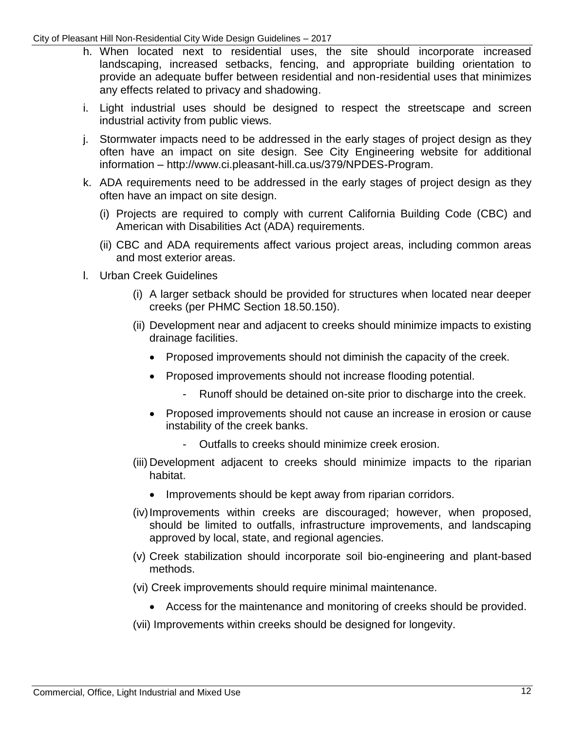h. When located next to residential uses, the site should incorporate increased landscaping, increased setbacks, fencing, and appropriate building orientation to provide an adequate buffer between residential and non-residential uses that minimizes any effects related to privacy and shadowing.

i. Light industrial uses should be designed to respect the streetscape and screen industrial activity from public views.

j. Stormwater impacts need to be addressed in the early stages of project design as they often have an impact on site design. See City Engineering website for additional information – http://www.ci.pleasant-hill.ca.us/379/NPDES-Program.

k. ADA requirements need to be addressed in the early stages of project design as they often have an impact on site design.

   (i) Projects are required to comply with current California Building Code (CBC) and American with Disabilities Act (ADA) requirements.

   (ii) CBC and ADA requirements affect various project areas, including common areas and most exterior areas.

l. Urban Creek Guidelines

   (i) A larger setback should be provided for structures when located near deeper creeks (per PHMC Section 18.50.150).

   (ii) Development near and adjacent to creeks should minimize impacts to existing drainage facilities.

   - Proposed improvements should not diminish the capacity of the creek.
   - Proposed improvements should not increase flooding potential.
     - Runoff should be detained on-site prior to discharge into the creek.
   - Proposed improvements should not cause an increase in erosion or cause instability of the creek banks.
     - Outfalls to creeks should minimize creek erosion.

   (iii) Development adjacent to creeks should minimize impacts to the riparian habitat.

   - Improvements should be kept away from riparian corridors.

   (iv) Improvements within creeks are discouraged; however, when proposed, should be limited to outfalls, infrastructure improvements, and landscaping approved by local, state, and regional agencies.

   (v) Creek stabilization should incorporate soil bio-engineering and plant-based methods.

   (vi) Creek improvements should require minimal maintenance.

   - Access for the maintenance and monitoring of creeks should be provided.

   (vii) Improvements within creeks should be designed for longevity.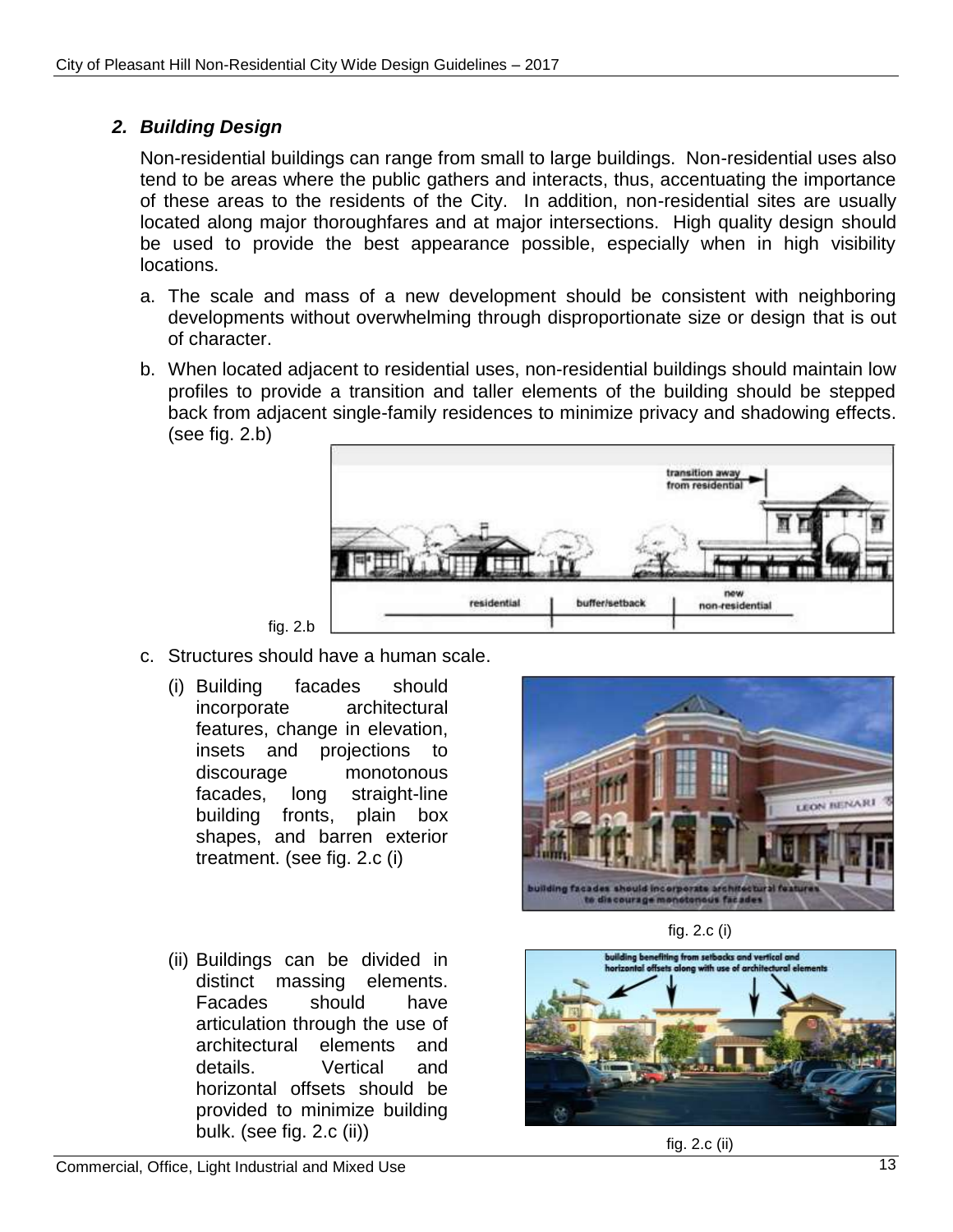## *2. Building Design*

Non-residential buildings can range from small to large buildings. Non-residential uses also tend to be areas where the public gathers and interacts, thus, accentuating the importance of these areas to the residents of the City. In addition, non-residential sites are usually located along major thoroughfares and at major intersections. High quality design should be used to provide the best appearance possible, especially when in high visibility locations.

a. The scale and mass of a new development should be consistent with neighboring developments without overwhelming through disproportionate size or design that is out of character.

b. When located adjacent to residential uses, non-residential buildings should maintain low profiles to provide a transition and taller elements of the building should be stepped back from adjacent single-family residences to minimize privacy and shadowing effects. (see fig. 2.b)

fig. 2.b

c. Structures should have a human scale.

   (i) Building facades should incorporate architectural features, change in elevation, insets and projections to discourage monotonous facades, long straight-line building fronts, plain box shapes, and barren exterior treatment. (see fig. 2.c (i)

   fig. 2.c (i)

   (ii) Buildings can be divided in distinct massing elements. Facades should have articulation through the use of architectural elements and details. Vertical and horizontal offsets should be provided to minimize building bulk. (see fig. 2.c (ii))

   fig. 2.c (ii)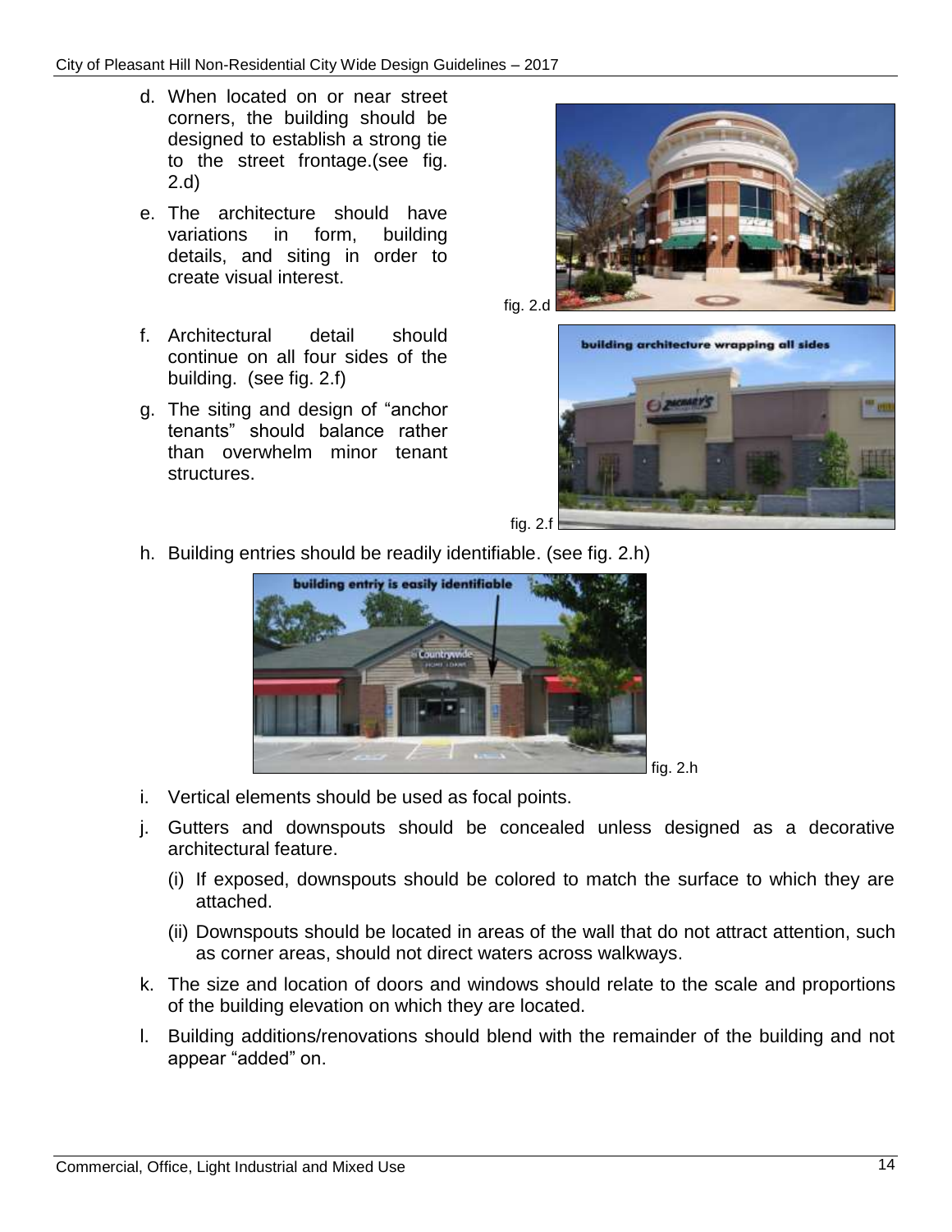d. When located on or near street corners, the building should be designed to establish a strong tie to the street frontage.(see fig. 2.d)

e. The architecture should have variations in form, building details, and siting in order to create visual interest.

fig. 2.d

f. Architectural detail should continue on all four sides of the building. (see fig. 2.f)

g. The siting and design of “anchor tenants” should balance rather than overwhelm minor tenant structures.

fig. 2.f

h. Building entries should be readily identifiable. (see fig. 2.h)

fig. 2.h

i. Vertical elements should be used as focal points.

j. Gutters and downspouts should be concealed unless designed as a decorative architectural feature.

   (i) If exposed, downspouts should be colored to match the surface to which they are attached.

   (ii) Downspouts should be located in areas of the wall that do not attract attention, such as corner areas, should not direct waters across walkways.

k. The size and location of doors and windows should relate to the scale and proportions of the building elevation on which they are located.

l. Building additions/renovations should blend with the remainder of the building and not appear “added” on.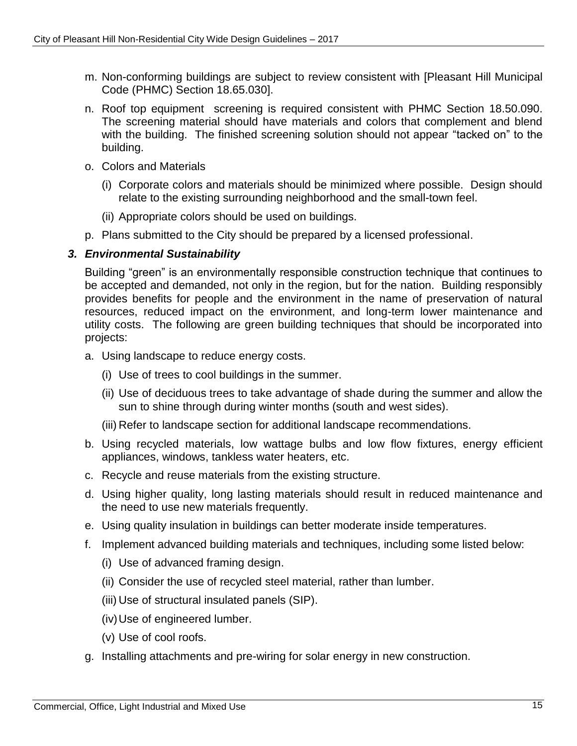m. Non-conforming buildings are subject to review consistent with [Pleasant Hill Municipal Code (PHMC) Section 18.65.030].

n. Roof top equipment screening is required consistent with PHMC Section 18.50.090. The screening material should have materials and colors that complement and blend with the building. The finished screening solution should not appear "tacked on" to the building.

o. Colors and Materials

   (i) Corporate colors and materials should be minimized where possible. Design should relate to the existing surrounding neighborhood and the small-town feel.

   (ii) Appropriate colors should be used on buildings.

p. Plans submitted to the City should be prepared by a licensed professional.

### *3. Environmental Sustainability*

Building "green" is an environmentally responsible construction technique that continues to be accepted and demanded, not only in the region, but for the nation. Building responsibly provides benefits for people and the environment in the name of preservation of natural resources, reduced impact on the environment, and long-term lower maintenance and utility costs. The following are green building techniques that should be incorporated into projects:

a. Using landscape to reduce energy costs.

   (i) Use of trees to cool buildings in the summer.

   (ii) Use of deciduous trees to take advantage of shade during the summer and allow the sun to shine through during winter months (south and west sides).

   (iii) Refer to landscape section for additional landscape recommendations.

b. Using recycled materials, low wattage bulbs and low flow fixtures, energy efficient appliances, windows, tankless water heaters, etc.

c. Recycle and reuse materials from the existing structure.

d. Using higher quality, long lasting materials should result in reduced maintenance and the need to use new materials frequently.

e. Using quality insulation in buildings can better moderate inside temperatures.

f. Implement advanced building materials and techniques, including some listed below:

   (i) Use of advanced framing design.

   (ii) Consider the use of recycled steel material, rather than lumber.

   (iii) Use of structural insulated panels (SIP).

   (iv) Use of engineered lumber.

   (v) Use of cool roofs.

g. Installing attachments and pre-wiring for solar energy in new construction.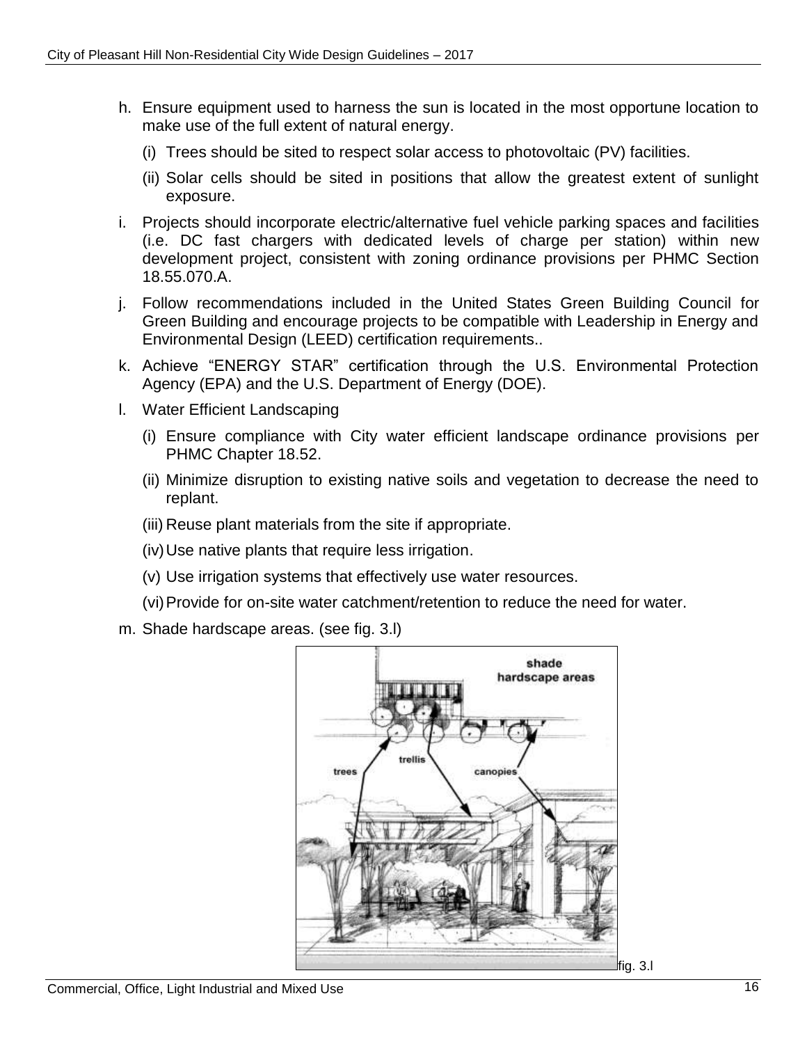h. Ensure equipment used to harness the sun is located in the most opportune location to make use of the full extent of natural energy.

   (i) Trees should be sited to respect solar access to photovoltaic (PV) facilities.

   (ii) Solar cells should be sited in positions that allow the greatest extent of sunlight exposure.

i. Projects should incorporate electric/alternative fuel vehicle parking spaces and facilities (i.e. DC fast chargers with dedicated levels of charge per station) within new development project, consistent with zoning ordinance provisions per PHMC Section 18.55.070.A.

j. Follow recommendations included in the United States Green Building Council for Green Building and encourage projects to be compatible with Leadership in Energy and Environmental Design (LEED) certification requirements..

k. Achieve "ENERGY STAR" certification through the U.S. Environmental Protection Agency (EPA) and the U.S. Department of Energy (DOE).

l. Water Efficient Landscaping

   (i) Ensure compliance with City water efficient landscape ordinance provisions per PHMC Chapter 18.52.

   (ii) Minimize disruption to existing native soils and vegetation to decrease the need to replant.

   (iii) Reuse plant materials from the site if appropriate.

   (iv) Use native plants that require less irrigation.

   (v) Use irrigation systems that effectively use water resources.

   (vi) Provide for on-site water catchment/retention to reduce the need for water.

m. Shade hardscape areas. (see fig. 3.l)

fig. 3.l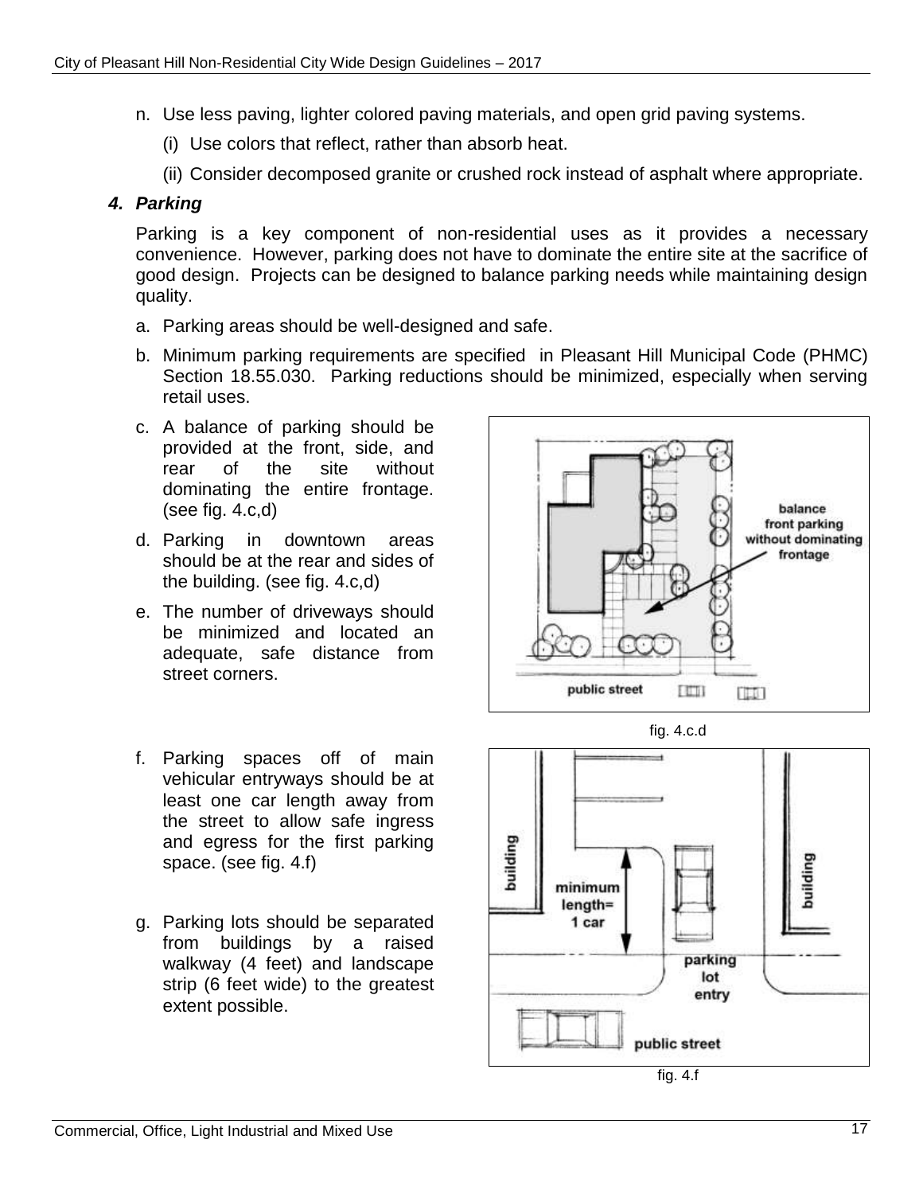n. Use less paving, lighter colored paving materials, and open grid paving systems.

   (i) Use colors that reflect, rather than absorb heat.

   (ii) Consider decomposed granite or crushed rock instead of asphalt where appropriate.

### ***4. Parking***

Parking is a key component of non-residential uses as it provides a necessary convenience. However, parking does not have to dominate the entire site at the sacrifice of good design. Projects can be designed to balance parking needs while maintaining design quality.

a. Parking areas should be well-designed and safe.

b. Minimum parking requirements are specified in Pleasant Hill Municipal Code (PHMC) Section 18.55.030. Parking reductions should be minimized, especially when serving retail uses.

c. A balance of parking should be provided at the front, side, and rear of the site without dominating the entire frontage. (see fig. 4.c,d)

d. Parking in downtown areas should be at the rear and sides of the building. (see fig. 4.c,d)

e. The number of driveways should be minimized and located an adequate, safe distance from street corners.

fig. 4.c.d

f. Parking spaces off of main vehicular entryways should be at least one car length away from the street to allow safe ingress and egress for the first parking space. (see fig. 4.f)

g. Parking lots should be separated from buildings by a raised walkway (4 feet) and landscape strip (6 feet wide) to the greatest extent possible.

fig. 4.f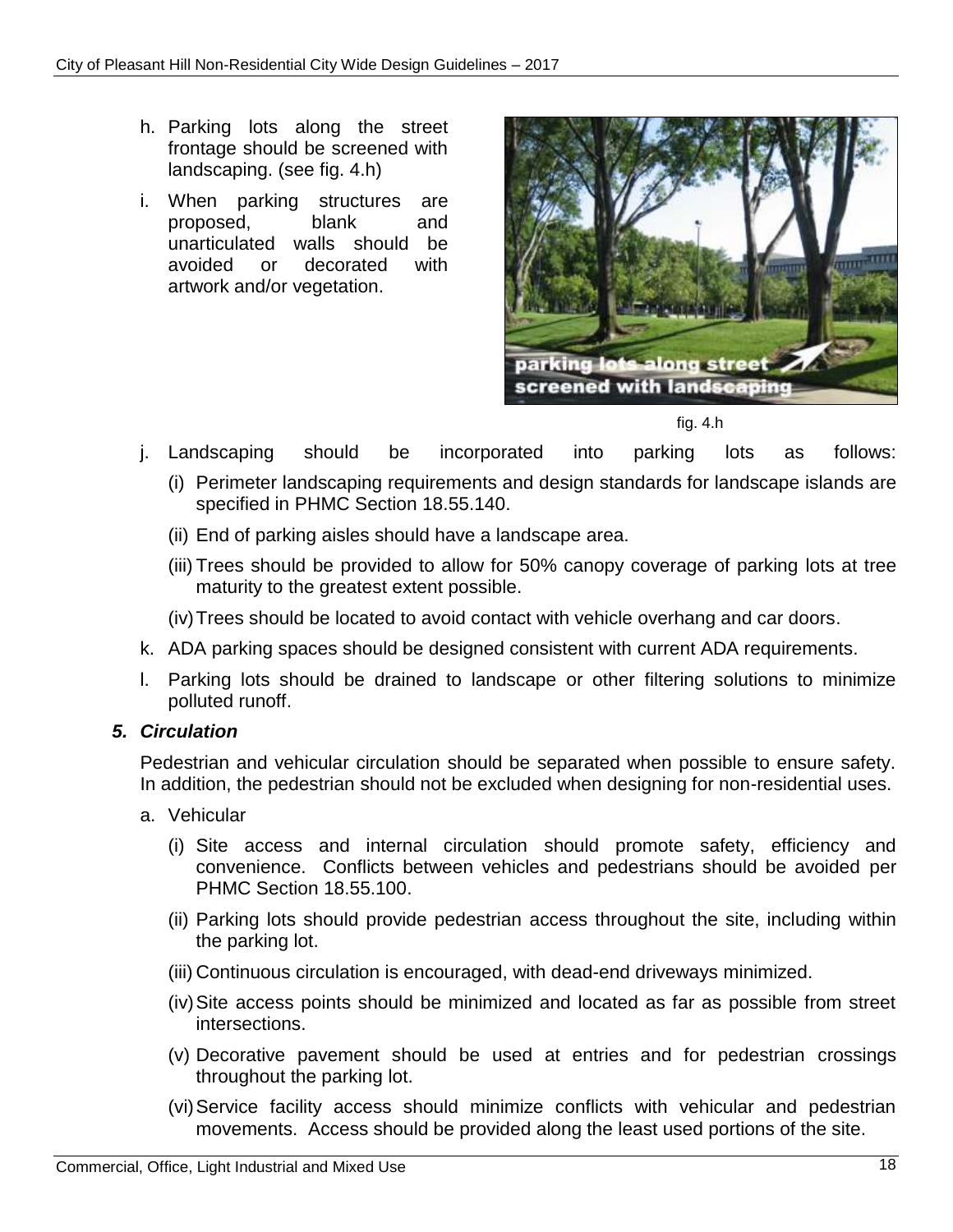h. Parking lots along the street frontage should be screened with landscaping. (see fig. 4.h)

i. When parking structures are proposed, blank and unarticulated walls should be avoided or decorated with artwork and/or vegetation.

fig. 4.h

j. Landscaping should be incorporated into parking lots as follows:

   (i) Perimeter landscaping requirements and design standards for landscape islands are specified in PHMC Section 18.55.140.

   (ii) End of parking aisles should have a landscape area.

   (iii) Trees should be provided to allow for 50% canopy coverage of parking lots at tree maturity to the greatest extent possible.

   (iv) Trees should be located to avoid contact with vehicle overhang and car doors.

k. ADA parking spaces should be designed consistent with current ADA requirements.

l. Parking lots should be drained to landscape or other filtering solutions to minimize polluted runoff.

### *5. Circulation*

Pedestrian and vehicular circulation should be separated when possible to ensure safety. In addition, the pedestrian should not be excluded when designing for non-residential uses.

a. Vehicular

   (i) Site access and internal circulation should promote safety, efficiency and convenience. Conflicts between vehicles and pedestrians should be avoided per PHMC Section 18.55.100.

   (ii) Parking lots should provide pedestrian access throughout the site, including within the parking lot.

   (iii) Continuous circulation is encouraged, with dead-end driveways minimized.

   (iv) Site access points should be minimized and located as far as possible from street intersections.

   (v) Decorative pavement should be used at entries and for pedestrian crossings throughout the parking lot.

   (vi) Service facility access should minimize conflicts with vehicular and pedestrian movements. Access should be provided along the least used portions of the site.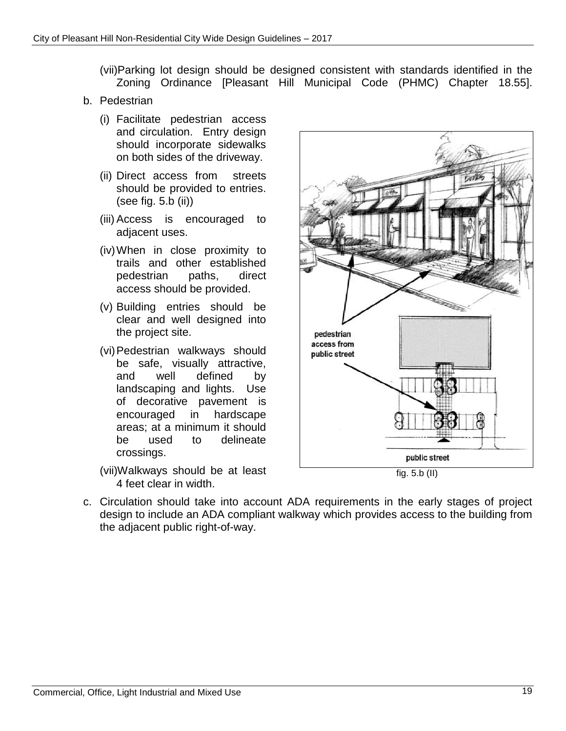(vii) Parking lot design should be designed consistent with standards identified in the Zoning Ordinance [Pleasant Hill Municipal Code (PHMC) Chapter 18.55].

b. Pedestrian

(i) Facilitate pedestrian access and circulation. Entry design should incorporate sidewalks on both sides of the driveway.

(ii) Direct access from streets should be provided to entries. (see fig. 5.b (ii))

(iii) Access is encouraged to adjacent uses.

(iv) When in close proximity to trails and other established pedestrian paths, direct access should be provided.

(v) Building entries should be clear and well designed into the project site.

(vi) Pedestrian walkways should be safe, visually attractive, and well defined by landscaping and lights. Use of decorative pavement is encouraged in hardscape areas; at a minimum it should be used to delineate crossings.

(vii) Walkways should be at least 4 feet clear in width.

pedestrian access from public street

public street

fig. 5.b (II)

c. Circulation should take into account ADA requirements in the early stages of project design to include an ADA compliant walkway which provides access to the building from the adjacent public right-of-way.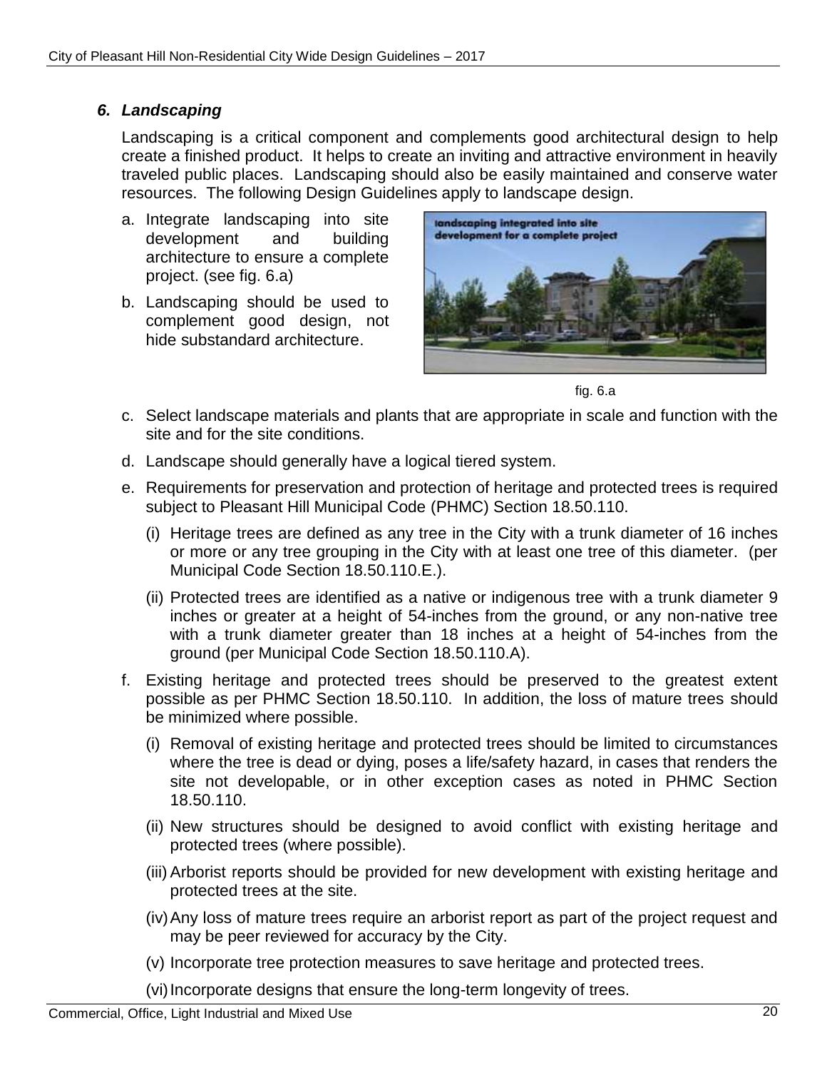### *6. Landscaping*

Landscaping is a critical component and complements good architectural design to help create a finished product. It helps to create an inviting and attractive environment in heavily traveled public places. Landscaping should also be easily maintained and conserve water resources. The following Design Guidelines apply to landscape design.

a. Integrate landscaping into site development and building architecture to ensure a complete project. (see fig. 6.a)

b. Landscaping should be used to complement good design, not hide substandard architecture.

fig. 6.a

c. Select landscape materials and plants that are appropriate in scale and function with the site and for the site conditions.

d. Landscape should generally have a logical tiered system.

e. Requirements for preservation and protection of heritage and protected trees is required subject to Pleasant Hill Municipal Code (PHMC) Section 18.50.110.

   (i) Heritage trees are defined as any tree in the City with a trunk diameter of 16 inches or more or any tree grouping in the City with at least one tree of this diameter. (per Municipal Code Section 18.50.110.E.).

   (ii) Protected trees are identified as a native or indigenous tree with a trunk diameter 9 inches or greater at a height of 54-inches from the ground, or any non-native tree with a trunk diameter greater than 18 inches at a height of 54-inches from the ground (per Municipal Code Section 18.50.110.A).

f. Existing heritage and protected trees should be preserved to the greatest extent possible as per PHMC Section 18.50.110. In addition, the loss of mature trees should be minimized where possible.

   (i) Removal of existing heritage and protected trees should be limited to circumstances where the tree is dead or dying, poses a life/safety hazard, in cases that renders the site not developable, or in other exception cases as noted in PHMC Section 18.50.110.

   (ii) New structures should be designed to avoid conflict with existing heritage and protected trees (where possible).

   (iii) Arborist reports should be provided for new development with existing heritage and protected trees at the site.

   (iv) Any loss of mature trees require an arborist report as part of the project request and may be peer reviewed for accuracy by the City.

   (v) Incorporate tree protection measures to save heritage and protected trees.

   (vi) Incorporate designs that ensure the long-term longevity of trees.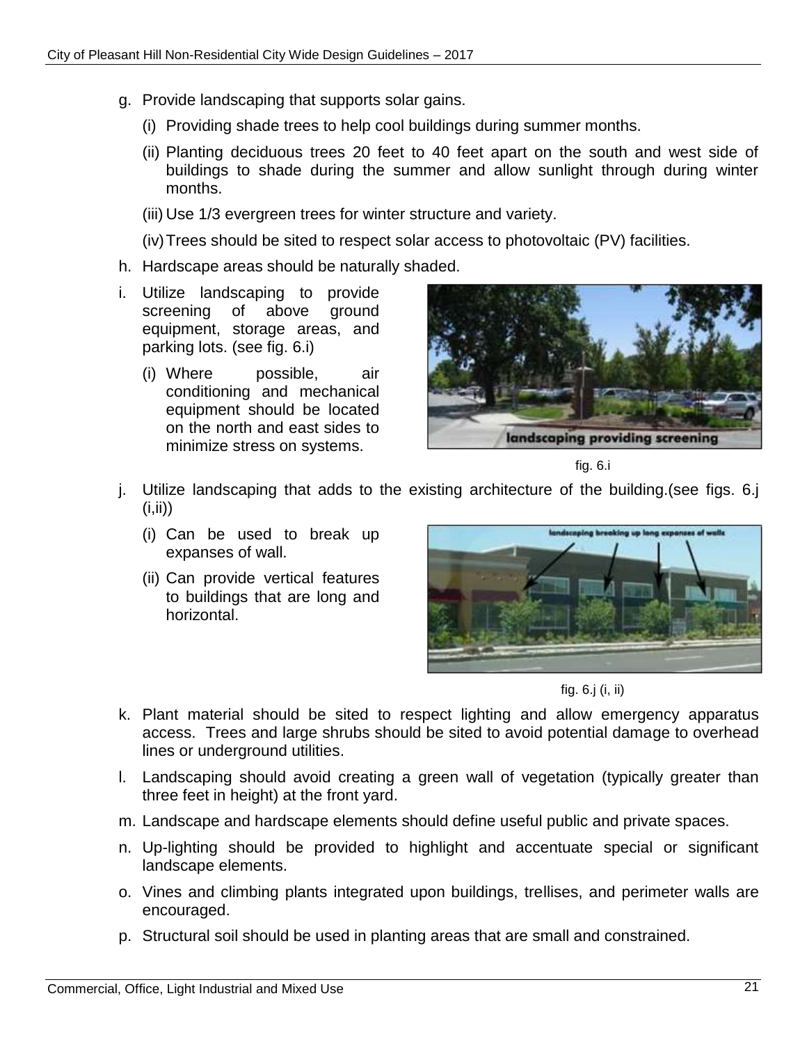g. Provide landscaping that supports solar gains.

   (i) Providing shade trees to help cool buildings during summer months.

   (ii) Planting deciduous trees 20 feet to 40 feet apart on the south and west side of buildings to shade during the summer and allow sunlight through during winter months.

   (iii) Use 1/3 evergreen trees for winter structure and variety.

   (iv) Trees should be sited to respect solar access to photovoltaic (PV) facilities.

h. Hardscape areas should be naturally shaded.

i. Utilize landscaping to provide screening of above ground equipment, storage areas, and parking lots. (see fig. 6.i)

   (i) Where possible, air conditioning and mechanical equipment should be located on the north and east sides to minimize stress on systems.

fig. 6.i

j. Utilize landscaping that adds to the existing architecture of the building.(see figs. 6.j (i,ii))

   (i) Can be used to break up expanses of wall.

   (ii) Can provide vertical features to buildings that are long and horizontal.

fig. 6.j (i, ii)

k. Plant material should be sited to respect lighting and allow emergency apparatus access. Trees and large shrubs should be sited to avoid potential damage to overhead lines or underground utilities.

l. Landscaping should avoid creating a green wall of vegetation (typically greater than three feet in height) at the front yard.

m. Landscape and hardscape elements should define useful public and private spaces.

n. Up-lighting should be provided to highlight and accentuate special or significant landscape elements.

o. Vines and climbing plants integrated upon buildings, trellises, and perimeter walls are encouraged.

p. Structural soil should be used in planting areas that are small and constrained.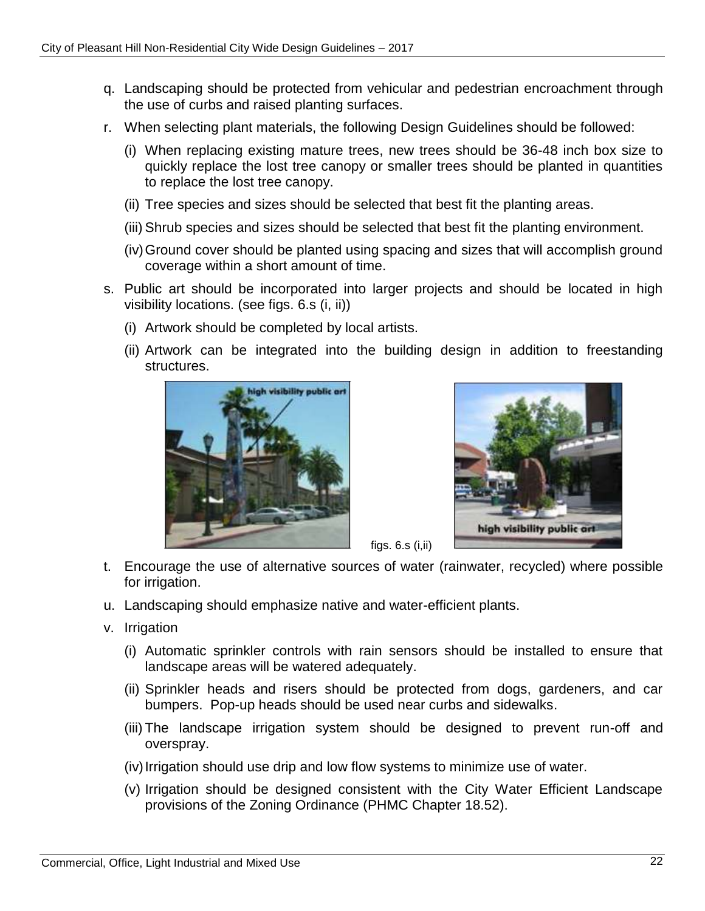q. Landscaping should be protected from vehicular and pedestrian encroachment through the use of curbs and raised planting surfaces.

r. When selecting plant materials, the following Design Guidelines should be followed:

   (i) When replacing existing mature trees, new trees should be 36-48 inch box size to quickly replace the lost tree canopy or smaller trees should be planted in quantities to replace the lost tree canopy.

   (ii) Tree species and sizes should be selected that best fit the planting areas.

   (iii) Shrub species and sizes should be selected that best fit the planting environment.

   (iv) Ground cover should be planted using spacing and sizes that will accomplish ground coverage within a short amount of time.

s. Public art should be incorporated into larger projects and should be located in high visibility locations. (see figs. 6.s (i, ii))

   (i) Artwork should be completed by local artists.

   (ii) Artwork can be integrated into the building design in addition to freestanding structures.

figs. 6.s (i,ii)

t. Encourage the use of alternative sources of water (rainwater, recycled) where possible for irrigation.

u. Landscaping should emphasize native and water-efficient plants.

v. Irrigation

   (i) Automatic sprinkler controls with rain sensors should be installed to ensure that landscape areas will be watered adequately.

   (ii) Sprinkler heads and risers should be protected from dogs, gardeners, and car bumpers. Pop-up heads should be used near curbs and sidewalks.

   (iii) The landscape irrigation system should be designed to prevent run-off and overspray.

   (iv) Irrigation should use drip and low flow systems to minimize use of water.

   (v) Irrigation should be designed consistent with the City Water Efficient Landscape provisions of the Zoning Ordinance (PHMC Chapter 18.52).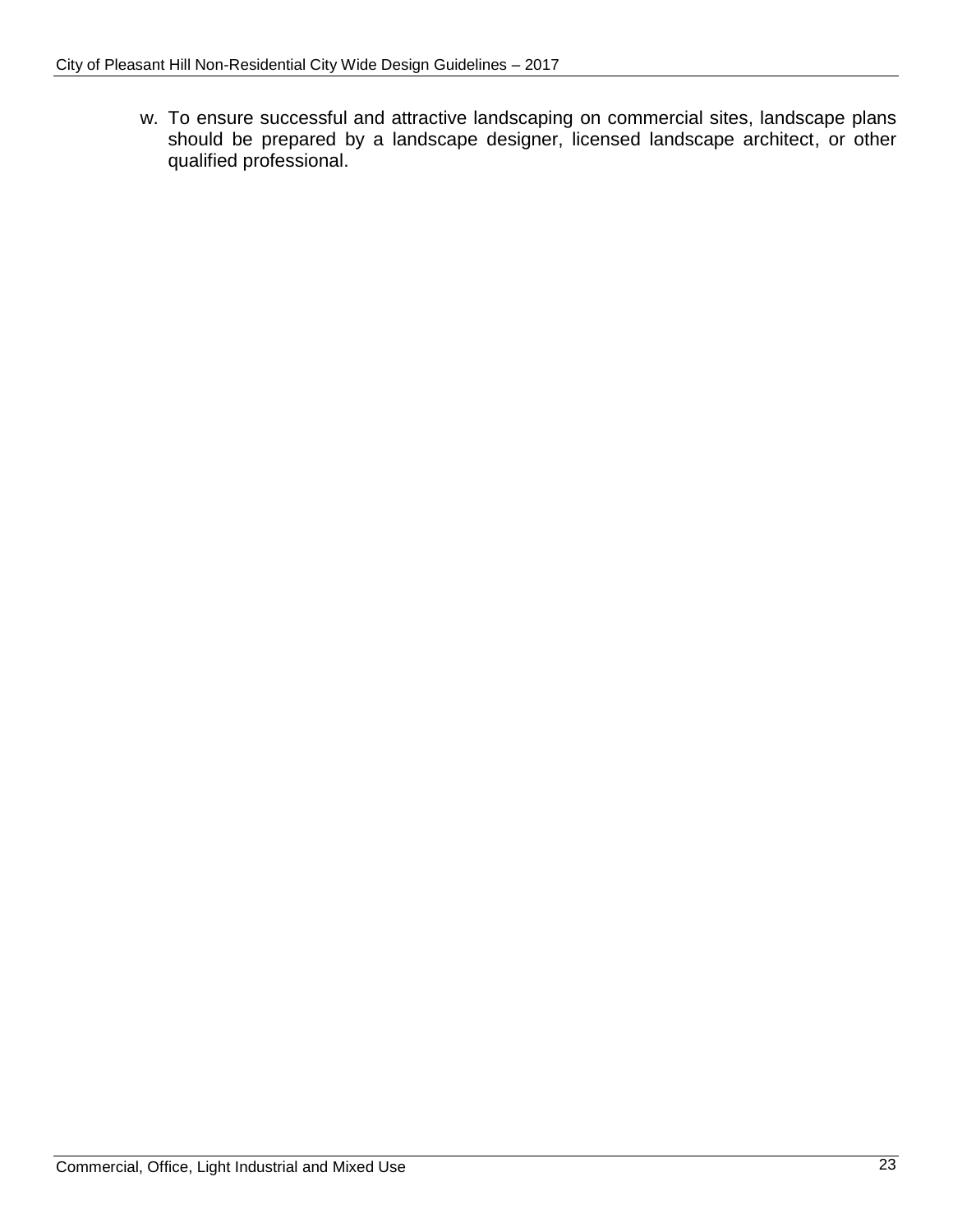w. To ensure successful and attractive landscaping on commercial sites, landscape plans should be prepared by a landscape designer, licensed landscape architect, or other qualified professional.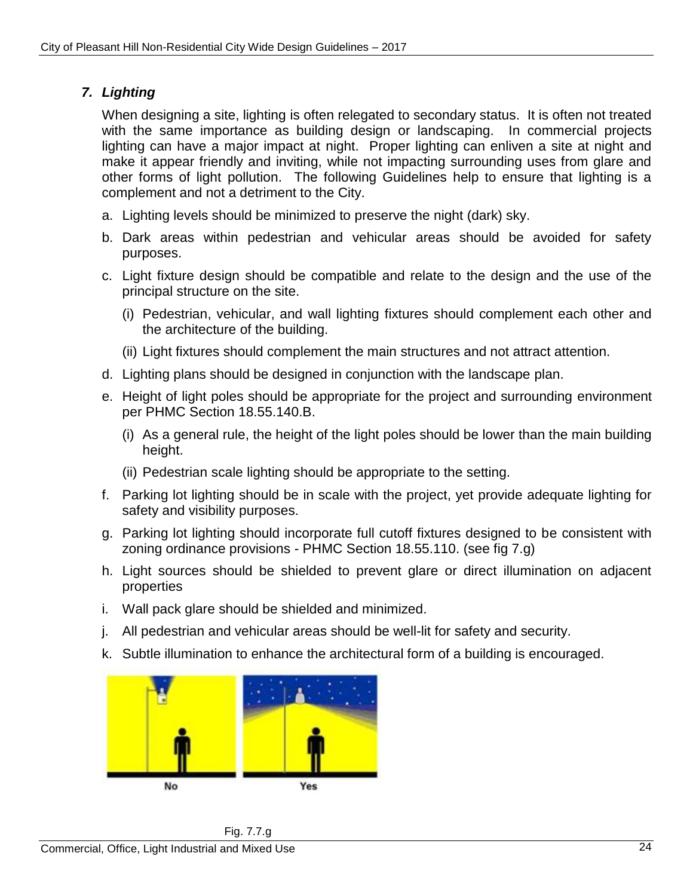### *7. Lighting*

When designing a site, lighting is often relegated to secondary status. It is often not treated with the same importance as building design or landscaping. In commercial projects lighting can have a major impact at night. Proper lighting can enliven a site at night and make it appear friendly and inviting, while not impacting surrounding uses from glare and other forms of light pollution. The following Guidelines help to ensure that lighting is a complement and not a detriment to the City.

a. Lighting levels should be minimized to preserve the night (dark) sky.

b. Dark areas within pedestrian and vehicular areas should be avoided for safety purposes.

c. Light fixture design should be compatible and relate to the design and the use of the principal structure on the site.

   (i) Pedestrian, vehicular, and wall lighting fixtures should complement each other and the architecture of the building.

   (ii) Light fixtures should complement the main structures and not attract attention.

d. Lighting plans should be designed in conjunction with the landscape plan.

e. Height of light poles should be appropriate for the project and surrounding environment per PHMC Section 18.55.140.B.

   (i) As a general rule, the height of the light poles should be lower than the main building height.

   (ii) Pedestrian scale lighting should be appropriate to the setting.

f. Parking lot lighting should be in scale with the project, yet provide adequate lighting for safety and visibility purposes.

g. Parking lot lighting should incorporate full cutoff fixtures designed to be consistent with zoning ordinance provisions - PHMC Section 18.55.110. (see fig 7.g)

h. Light sources should be shielded to prevent glare or direct illumination on adjacent properties

i. Wall pack glare should be shielded and minimized.

j. All pedestrian and vehicular areas should be well-lit for safety and security.

k. Subtle illumination to enhance the architectural form of a building is encouraged.

No Yes

Fig. 7.7.g

Commercial, Office, Light Industrial and Mixed Use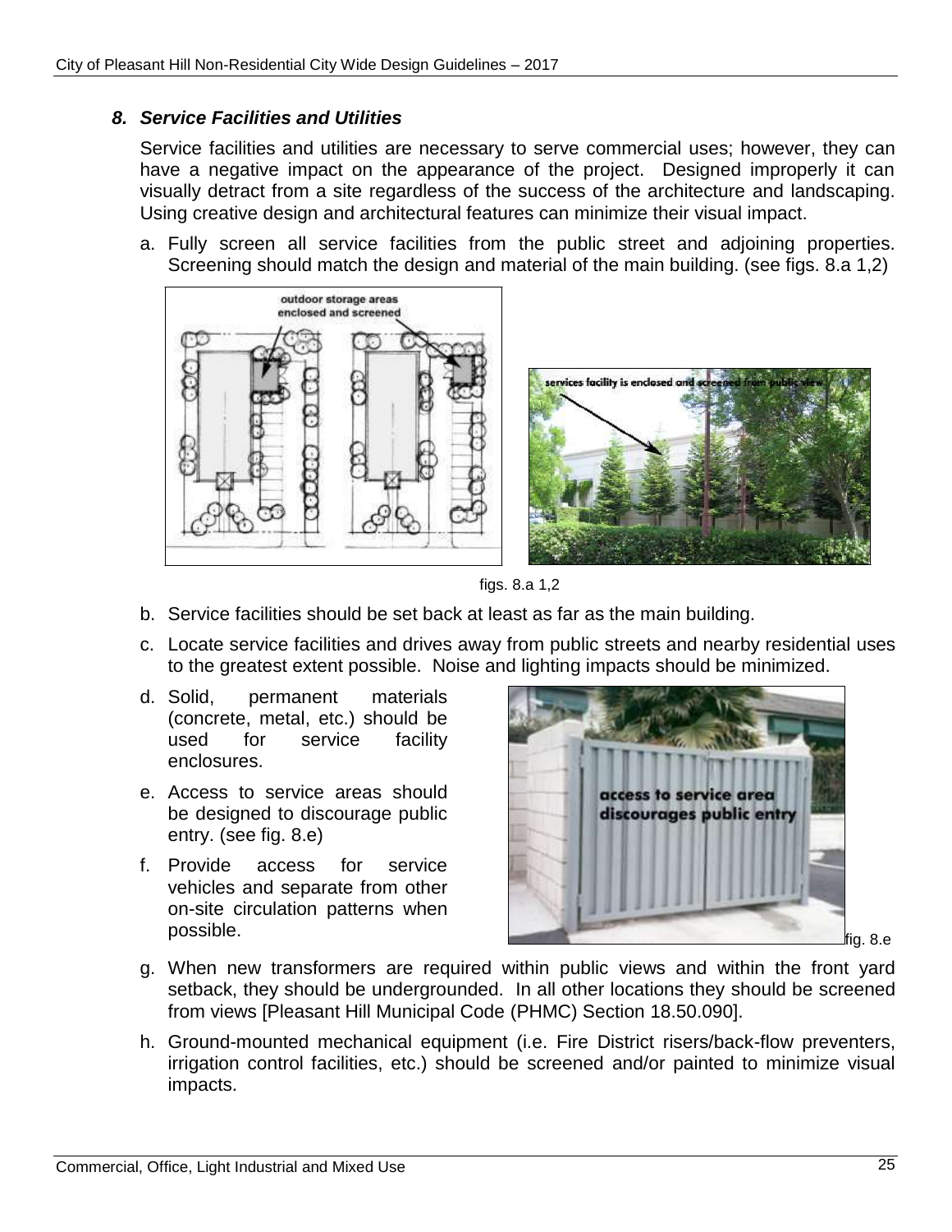### *8. Service Facilities and Utilities*

Service facilities and utilities are necessary to serve commercial uses; however, they can have a negative impact on the appearance of the project. Designed improperly it can visually detract from a site regardless of the success of the architecture and landscaping. Using creative design and architectural features can minimize their visual impact.

a. Fully screen all service facilities from the public street and adjoining properties. Screening should match the design and material of the main building. (see figs. 8.a 1,2)

figs. 8.a 1,2

b. Service facilities should be set back at least as far as the main building.

c. Locate service facilities and drives away from public streets and nearby residential uses to the greatest extent possible. Noise and lighting impacts should be minimized.

d. Solid, permanent materials (concrete, metal, etc.) should be used for service facility enclosures.

e. Access to service areas should be designed to discourage public entry. (see fig. 8.e)

f. Provide access for service vehicles and separate from other on-site circulation patterns when possible.

fig. 8.e

g. When new transformers are required within public views and within the front yard setback, they should be undergrounded. In all other locations they should be screened from views [Pleasant Hill Municipal Code (PHMC) Section 18.50.090].

h. Ground-mounted mechanical equipment (i.e. Fire District risers/back-flow preventers, irrigation control facilities, etc.) should be screened and/or painted to minimize visual impacts.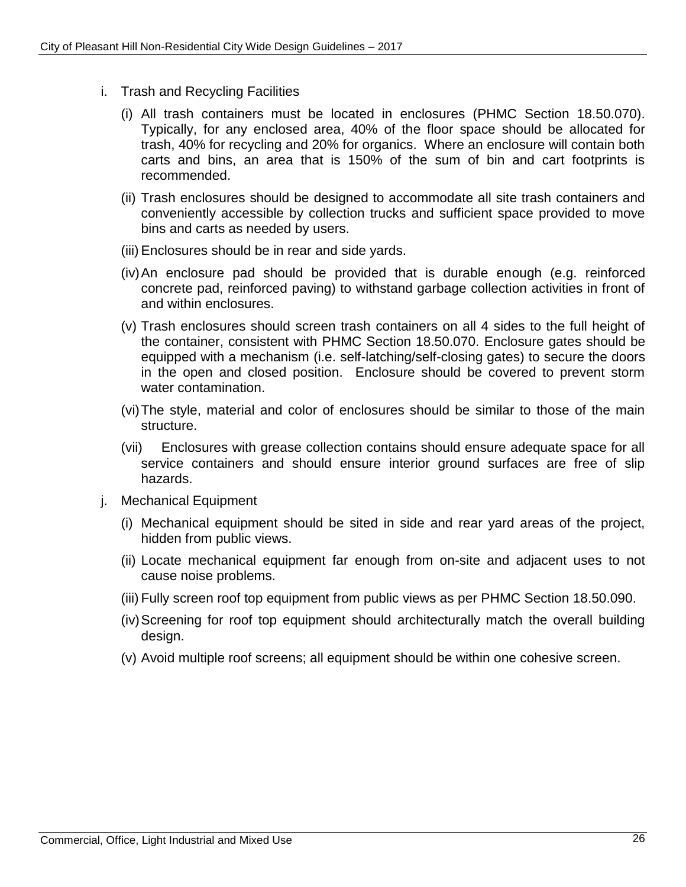i. Trash and Recycling Facilities

   (i) All trash containers must be located in enclosures (PHMC Section 18.50.070). Typically, for any enclosed area, 40% of the floor space should be allocated for trash, 40% for recycling and 20% for organics. Where an enclosure will contain both carts and bins, an area that is 150% of the sum of bin and cart footprints is recommended.

   (ii) Trash enclosures should be designed to accommodate all site trash containers and conveniently accessible by collection trucks and sufficient space provided to move bins and carts as needed by users.

   (iii) Enclosures should be in rear and side yards.

   (iv) An enclosure pad should be provided that is durable enough (e.g. reinforced concrete pad, reinforced paving) to withstand garbage collection activities in front of and within enclosures.

   (v) Trash enclosures should screen trash containers on all 4 sides to the full height of the container, consistent with PHMC Section 18.50.070. Enclosure gates should be equipped with a mechanism (i.e. self-latching/self-closing gates) to secure the doors in the open and closed position. Enclosure should be covered to prevent storm water contamination.

   (vi) The style, material and color of enclosures should be similar to those of the main structure.

   (vii) Enclosures with grease collection contains should ensure adequate space for all service containers and should ensure interior ground surfaces are free of slip hazards.

j. Mechanical Equipment

   (i) Mechanical equipment should be sited in side and rear yard areas of the project, hidden from public views.

   (ii) Locate mechanical equipment far enough from on-site and adjacent uses to not cause noise problems.

   (iii) Fully screen roof top equipment from public views as per PHMC Section 18.50.090.

   (iv) Screening for roof top equipment should architecturally match the overall building design.

   (v) Avoid multiple roof screens; all equipment should be within one cohesive screen.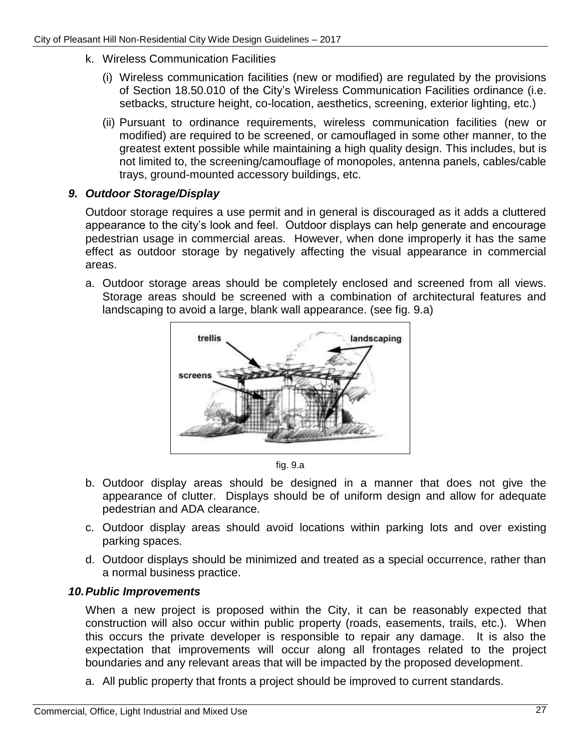k. Wireless Communication Facilities

   (i) Wireless communication facilities (new or modified) are regulated by the provisions of Section 18.50.010 of the City's Wireless Communication Facilities ordinance (i.e. setbacks, structure height, co-location, aesthetics, screening, exterior lighting, etc.)

   (ii) Pursuant to ordinance requirements, wireless communication facilities (new or modified) are required to be screened, or camouflaged in some other manner, to the greatest extent possible while maintaining a high quality design. This includes, but is not limited to, the screening/camouflage of monopoles, antenna panels, cables/cable trays, ground-mounted accessory buildings, etc.

### *9. Outdoor Storage/Display*

Outdoor storage requires a use permit and in general is discouraged as it adds a cluttered appearance to the city's look and feel. Outdoor displays can help generate and encourage pedestrian usage in commercial areas. However, when done improperly it has the same effect as outdoor storage by negatively affecting the visual appearance in commercial areas.

a. Outdoor storage areas should be completely enclosed and screened from all views. Storage areas should be screened with a combination of architectural features and landscaping to avoid a large, blank wall appearance. (see fig. 9.a)

fig. 9.a

b. Outdoor display areas should be designed in a manner that does not give the appearance of clutter. Displays should be of uniform design and allow for adequate pedestrian and ADA clearance.

c. Outdoor display areas should avoid locations within parking lots and over existing parking spaces.

d. Outdoor displays should be minimized and treated as a special occurrence, rather than a normal business practice.

### *10. Public Improvements*

When a new project is proposed within the City, it can be reasonably expected that construction will also occur within public property (roads, easements, trails, etc.). When this occurs the private developer is responsible to repair any damage. It is also the expectation that improvements will occur along all frontages related to the project boundaries and any relevant areas that will be impacted by the proposed development.

a. All public property that fronts a project should be improved to current standards.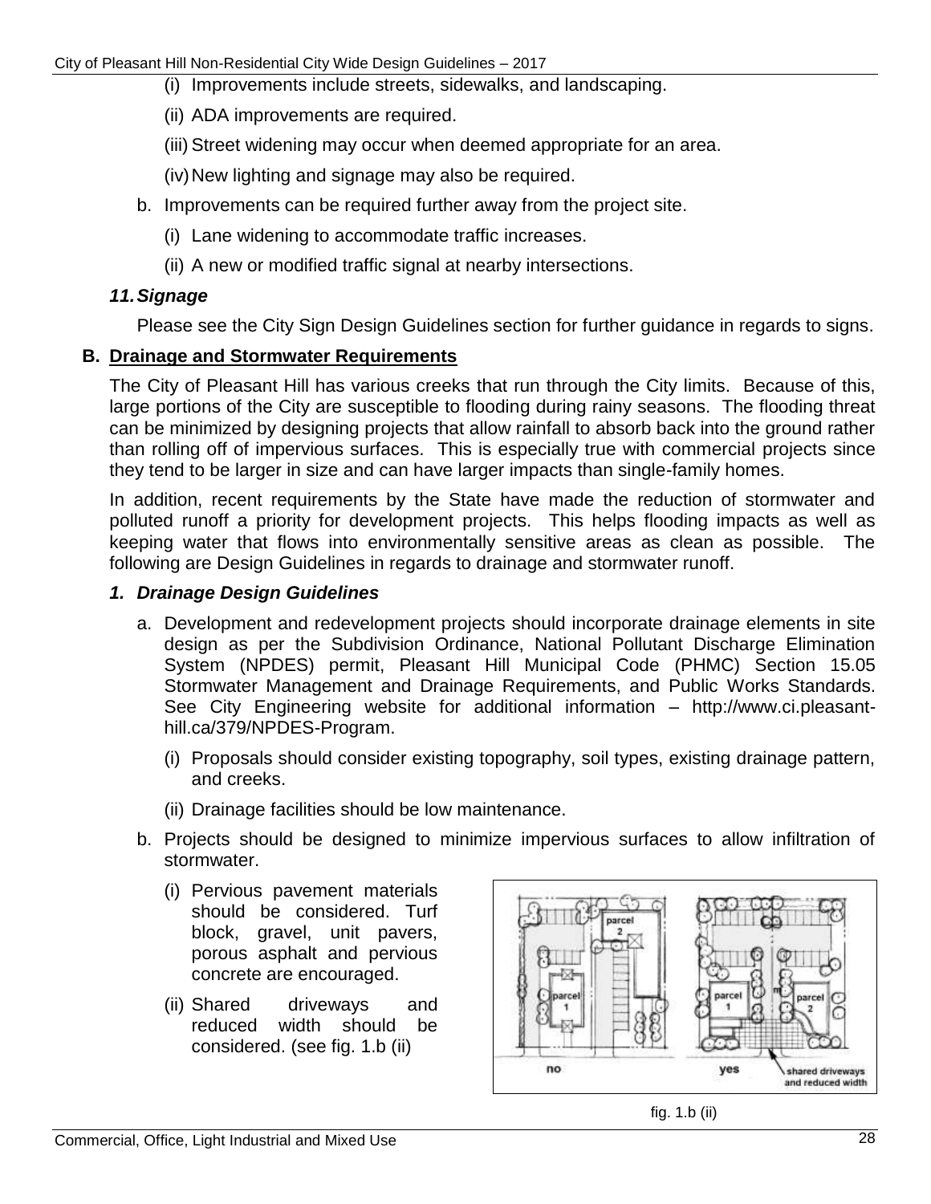(i) Improvements include streets, sidewalks, and landscaping.

(ii) ADA improvements are required.

(iii) Street widening may occur when deemed appropriate for an area.

(iv) New lighting and signage may also be required.

b. Improvements can be required further away from the project site.

(i) Lane widening to accommodate traffic increases.

(ii) A new or modified traffic signal at nearby intersections.

### *11. Signage*

Please see the City Sign Design Guidelines section for further guidance in regards to signs.

## B. Drainage and Stormwater Requirements

The City of Pleasant Hill has various creeks that run through the City limits. Because of this, large portions of the City are susceptible to flooding during rainy seasons. The flooding threat can be minimized by designing projects that allow rainfall to absorb back into the ground rather than rolling off of impervious surfaces. This is especially true with commercial projects since they tend to be larger in size and can have larger impacts than single-family homes.

In addition, recent requirements by the State have made the reduction of stormwater and polluted runoff a priority for development projects. This helps flooding impacts as well as keeping water that flows into environmentally sensitive areas as clean as possible. The following are Design Guidelines in regards to drainage and stormwater runoff.

### *1. Drainage Design Guidelines*

a. Development and redevelopment projects should incorporate drainage elements in site design as per the Subdivision Ordinance, National Pollutant Discharge Elimination System (NPDES) permit, Pleasant Hill Municipal Code (PHMC) Section 15.05 Stormwater Management and Drainage Requirements, and Public Works Standards. See City Engineering website for additional information – http://www.ci.pleasant-hill.ca/379/NPDES-Program.

(i) Proposals should consider existing topography, soil types, existing drainage pattern, and creeks.

(ii) Drainage facilities should be low maintenance.

b. Projects should be designed to minimize impervious surfaces to allow infiltration of stormwater.

(i) Pervious pavement materials should be considered. Turf block, gravel, unit pavers, porous asphalt and pervious concrete are encouraged.

(ii) Shared driveways and reduced width should be considered. (see fig. 1.b (ii)

fig. 1.b (ii)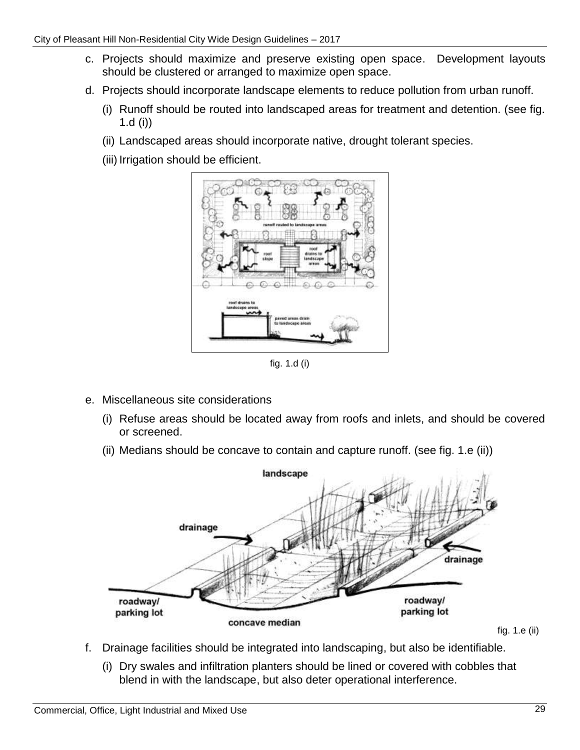c. Projects should maximize and preserve existing open space. Development layouts should be clustered or arranged to maximize open space.

d. Projects should incorporate landscape elements to reduce pollution from urban runoff.

   (i) Runoff should be routed into landscaped areas for treatment and detention. (see fig. 1.d (i))

   (ii) Landscaped areas should incorporate native, drought tolerant species.

   (iii) Irrigation should be efficient.

fig. 1.d (i)

e. Miscellaneous site considerations

   (i) Refuse areas should be located away from roofs and inlets, and should be covered or screened.

   (ii) Medians should be concave to contain and capture runoff. (see fig. 1.e (ii))

fig. 1.e (ii)

f. Drainage facilities should be integrated into landscaping, but also be identifiable.

   (i) Dry swales and infiltration planters should be lined or covered with cobbles that blend in with the landscape, but also deter operational interference.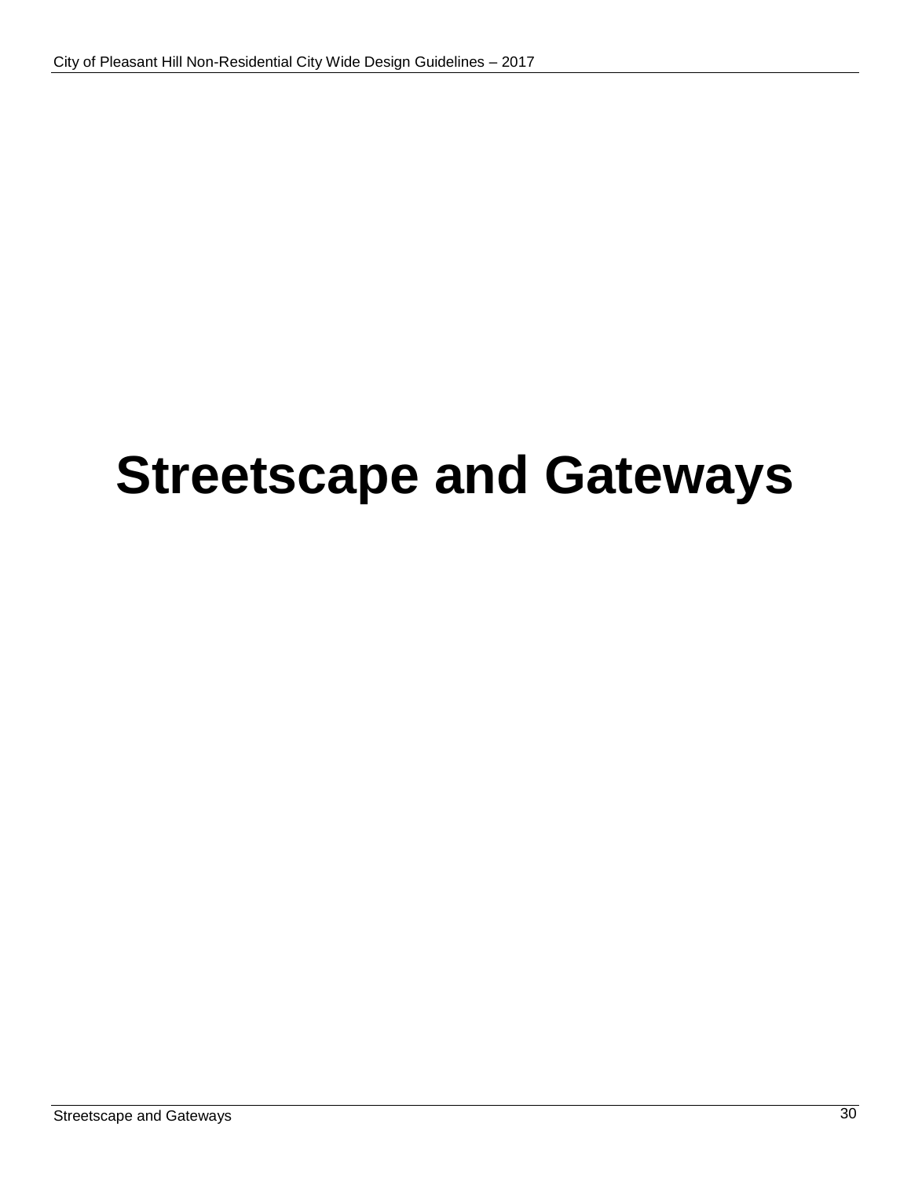# Streetscape and Gateways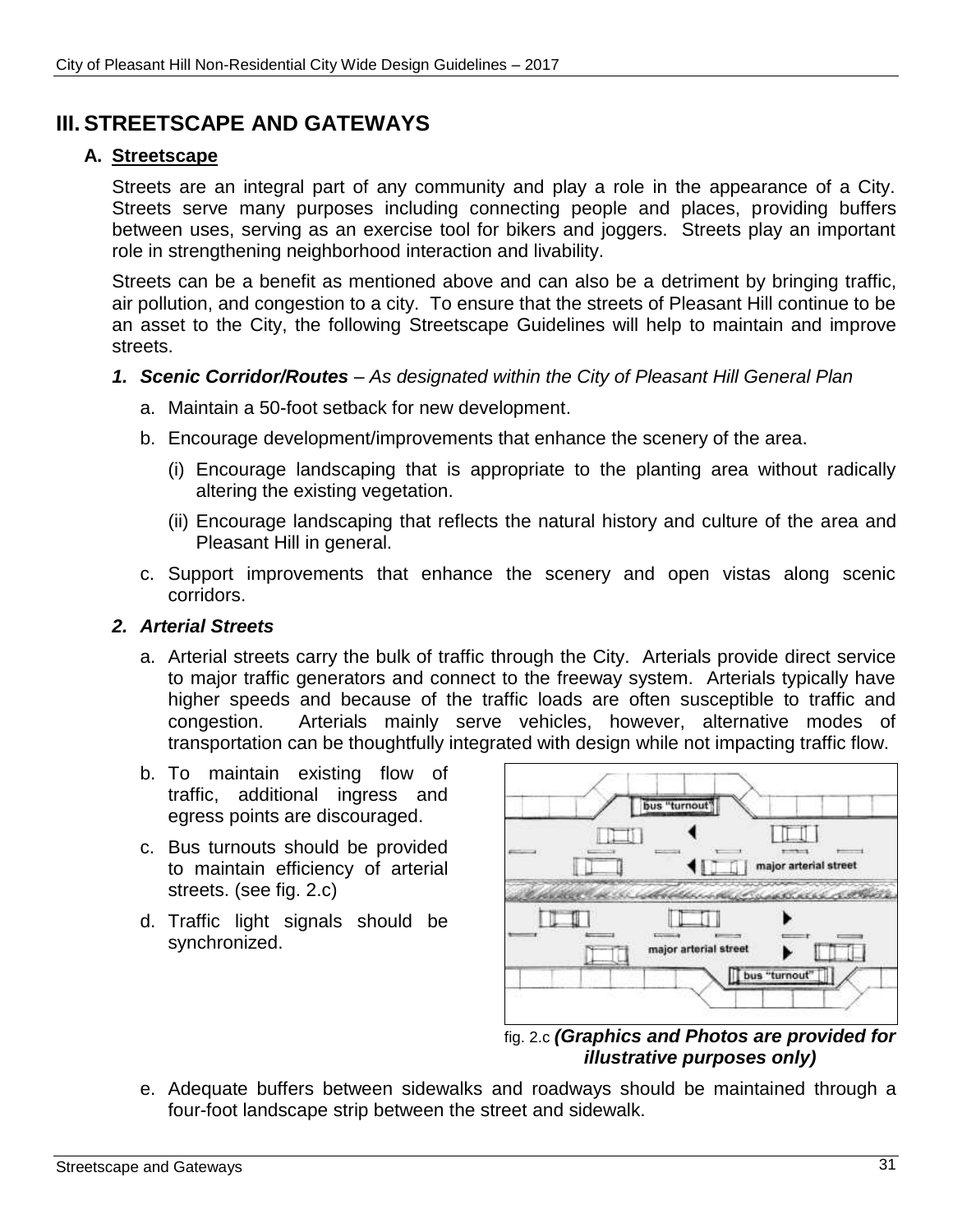## III. STREETSCAPE AND GATEWAYS

### A. Streetscape

Streets are an integral part of any community and play a role in the appearance of a City. Streets serve many purposes including connecting people and places, providing buffers between uses, serving as an exercise tool for bikers and joggers. Streets play an important role in strengthening neighborhood interaction and livability.

Streets can be a benefit as mentioned above and can also be a detriment by bringing traffic, air pollution, and congestion to a city. To ensure that the streets of Pleasant Hill continue to be an asset to the City, the following Streetscape Guidelines will help to maintain and improve streets.

***1. Scenic Corridor/Routes*** *– As designated within the City of Pleasant Hill General Plan*

a. Maintain a 50-foot setback for new development.

b. Encourage development/improvements that enhance the scenery of the area.

  (i) Encourage landscaping that is appropriate to the planting area without radically altering the existing vegetation.

  (ii) Encourage landscaping that reflects the natural history and culture of the area and Pleasant Hill in general.

c. Support improvements that enhance the scenery and open vistas along scenic corridors.

***2. Arterial Streets***

a. Arterial streets carry the bulk of traffic through the City. Arterials provide direct service to major traffic generators and connect to the freeway system. Arterials typically have higher speeds and because of the traffic loads are often susceptible to traffic and congestion. Arterials mainly serve vehicles, however, alternative modes of transportation can be thoughtfully integrated with design while not impacting traffic flow.

b. To maintain existing flow of traffic, additional ingress and egress points are discouraged.

c. Bus turnouts should be provided to maintain efficiency of arterial streets. (see fig. 2.c)

d. Traffic light signals should be synchronized.

fig. 2.c ***(Graphics and Photos are provided for illustrative purposes only)***

e. Adequate buffers between sidewalks and roadways should be maintained through a four-foot landscape strip between the street and sidewalk.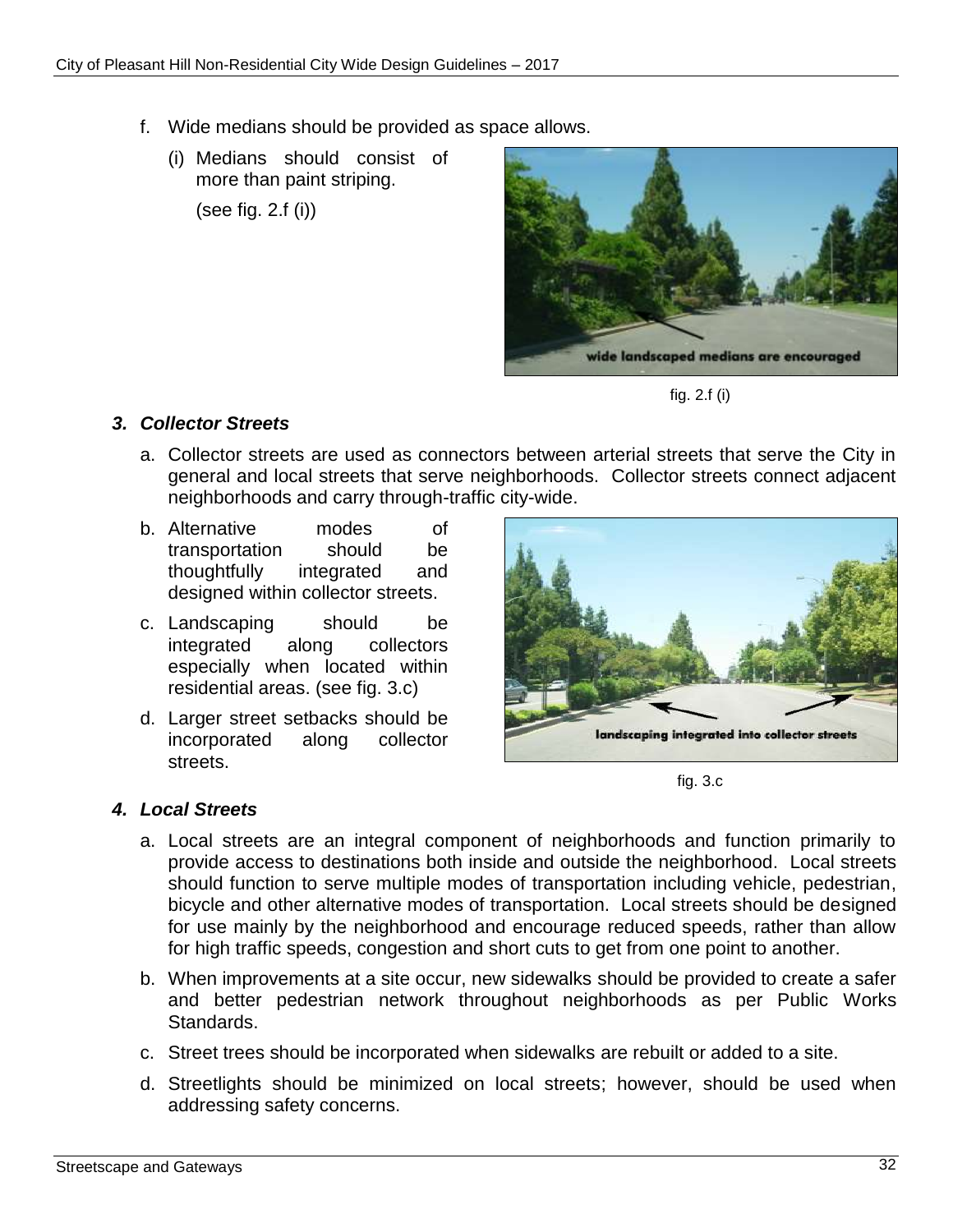f. Wide medians should be provided as space allows.

   (i) Medians should consist of more than paint striping.

   (see fig. 2.f (i))

wide landscaped medians are encouraged

fig. 2.f (i)

### *3. Collector Streets*

a. Collector streets are used as connectors between arterial streets that serve the City in general and local streets that serve neighborhoods. Collector streets connect adjacent neighborhoods and carry through-traffic city-wide.

b. Alternative modes of transportation should be thoughtfully integrated and designed within collector streets.

c. Landscaping should be integrated along collectors especially when located within residential areas. (see fig. 3.c)

d. Larger street setbacks should be incorporated along collector streets.

landscaping integrated into collector streets

fig. 3.c

### *4. Local Streets*

a. Local streets are an integral component of neighborhoods and function primarily to provide access to destinations both inside and outside the neighborhood. Local streets should function to serve multiple modes of transportation including vehicle, pedestrian, bicycle and other alternative modes of transportation. Local streets should be designed for use mainly by the neighborhood and encourage reduced speeds, rather than allow for high traffic speeds, congestion and short cuts to get from one point to another.

b. When improvements at a site occur, new sidewalks should be provided to create a safer and better pedestrian network throughout neighborhoods as per Public Works Standards.

c. Street trees should be incorporated when sidewalks are rebuilt or added to a site.

d. Streetlights should be minimized on local streets; however, should be used when addressing safety concerns.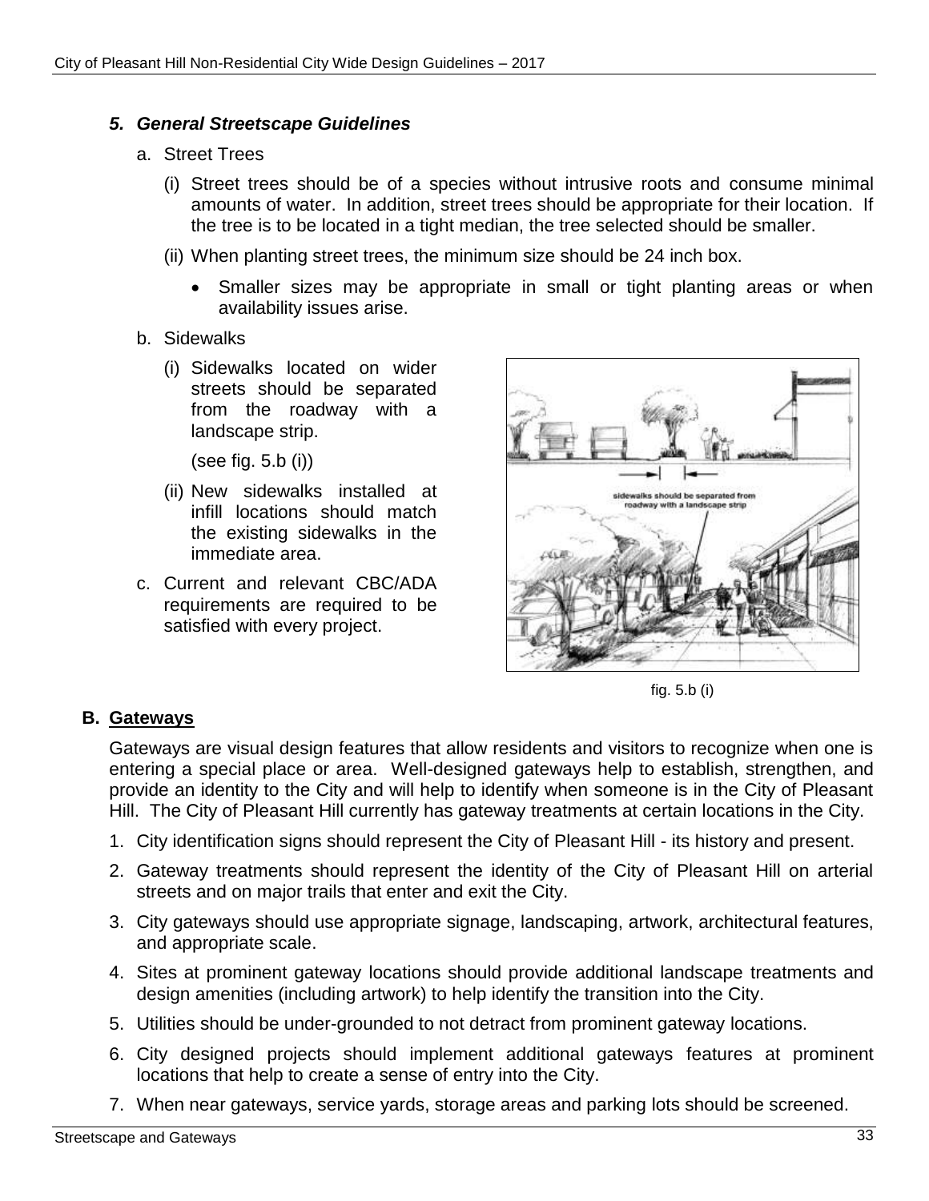### *5. General Streetscape Guidelines*

a. Street Trees

(i) Street trees should be of a species without intrusive roots and consume minimal amounts of water. In addition, street trees should be appropriate for their location. If the tree is to be located in a tight median, the tree selected should be smaller.

(ii) When planting street trees, the minimum size should be 24 inch box.

- Smaller sizes may be appropriate in small or tight planting areas or when availability issues arise.

b. Sidewalks

(i) Sidewalks located on wider streets should be separated from the roadway with a landscape strip.

(see fig. 5.b (i))

(ii) New sidewalks installed at infill locations should match the existing sidewalks in the immediate area.

c. Current and relevant CBC/ADA requirements are required to be satisfied with every project.

fig. 5.b (i)

## B. Gateways

Gateways are visual design features that allow residents and visitors to recognize when one is entering a special place or area. Well-designed gateways help to establish, strengthen, and provide an identity to the City and will help to identify when someone is in the City of Pleasant Hill. The City of Pleasant Hill currently has gateway treatments at certain locations in the City.

1. City identification signs should represent the City of Pleasant Hill - its history and present.
2. Gateway treatments should represent the identity of the City of Pleasant Hill on arterial streets and on major trails that enter and exit the City.
3. City gateways should use appropriate signage, landscaping, artwork, architectural features, and appropriate scale.
4. Sites at prominent gateway locations should provide additional landscape treatments and design amenities (including artwork) to help identify the transition into the City.
5. Utilities should be under-grounded to not detract from prominent gateway locations.
6. City designed projects should implement additional gateways features at prominent locations that help to create a sense of entry into the City.
7. When near gateways, service yards, storage areas and parking lots should be screened.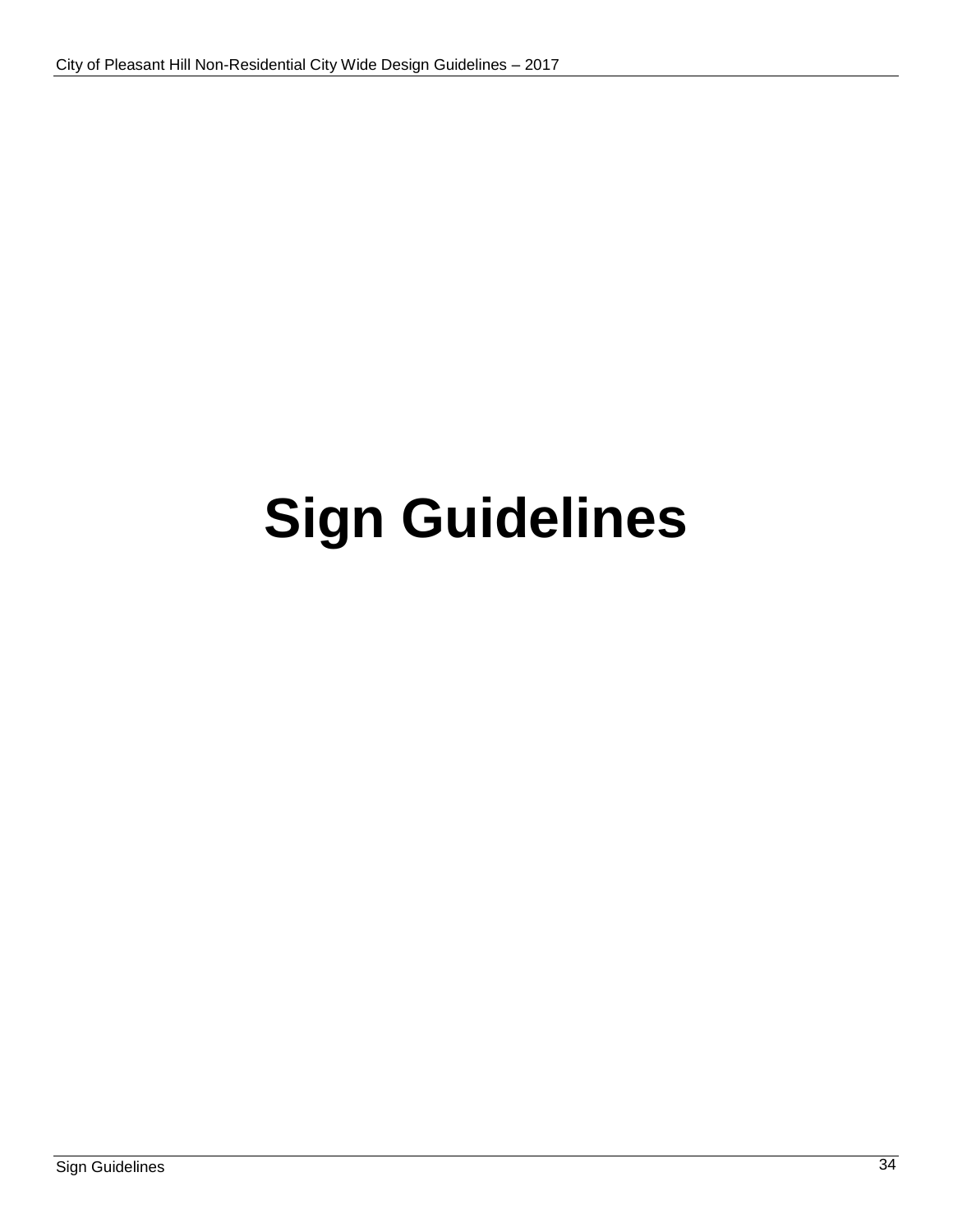# Sign Guidelines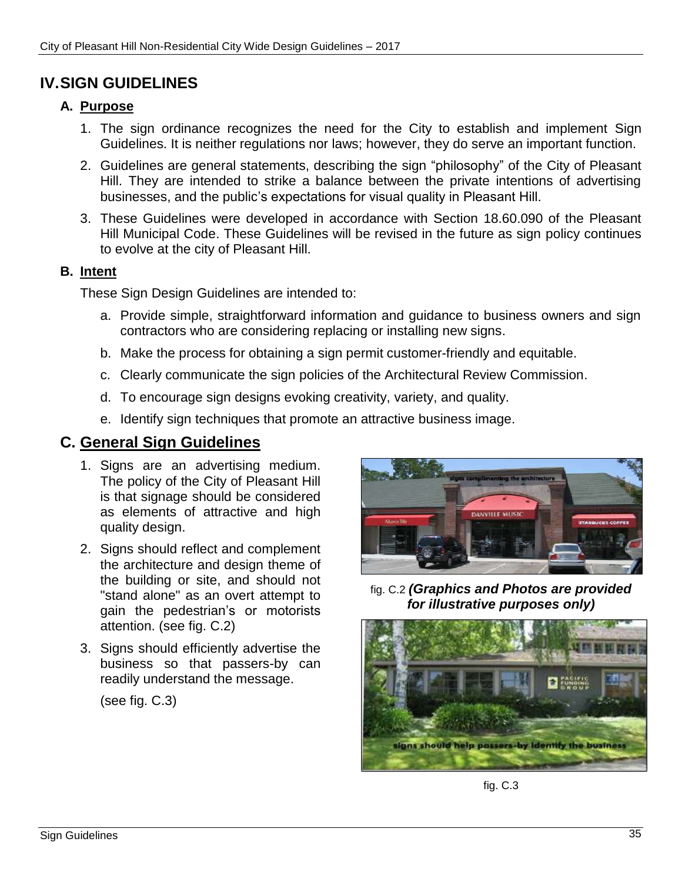# IV. SIGN GUIDELINES

## A. Purpose

1. The sign ordinance recognizes the need for the City to establish and implement Sign Guidelines. It is neither regulations nor laws; however, they do serve an important function.
2. Guidelines are general statements, describing the sign "philosophy" of the City of Pleasant Hill. They are intended to strike a balance between the private intentions of advertising businesses, and the public's expectations for visual quality in Pleasant Hill.
3. These Guidelines were developed in accordance with Section 18.60.090 of the Pleasant Hill Municipal Code. These Guidelines will be revised in the future as sign policy continues to evolve at the city of Pleasant Hill.

## B. Intent

These Sign Design Guidelines are intended to:

a. Provide simple, straightforward information and guidance to business owners and sign contractors who are considering replacing or installing new signs.

b. Make the process for obtaining a sign permit customer-friendly and equitable.

c. Clearly communicate the sign policies of the Architectural Review Commission.

d. To encourage sign designs evoking creativity, variety, and quality.

e. Identify sign techniques that promote an attractive business image.

## C. General Sign Guidelines

1. Signs are an advertising medium. The policy of the City of Pleasant Hill is that signage should be considered as elements of attractive and high quality design.
2. Signs should reflect and complement the architecture and design theme of the building or site, and should not "stand alone" as an overt attempt to gain the pedestrian's or motorists attention. (see fig. C.2)
3. Signs should efficiently advertise the business so that passers-by can readily understand the message.

   (see fig. C.3)

fig. C.2 ***(Graphics and Photos are provided for illustrative purposes only)***

fig. C.3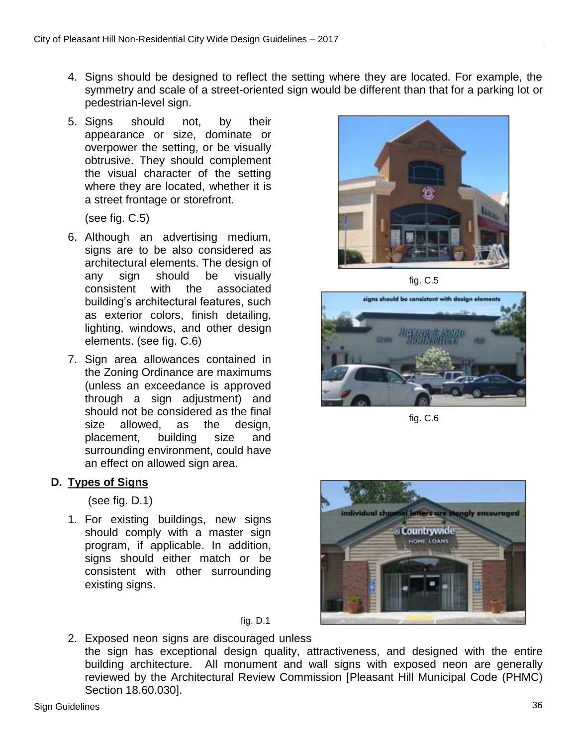4. Signs should be designed to reflect the setting where they are located. For example, the symmetry and scale of a street-oriented sign would be different than that for a parking lot or pedestrian-level sign.

5. Signs should not, by their appearance or size, dominate or overpower the setting, or be visually obtrusive. They should complement the visual character of the setting where they are located, whether it is a street frontage or storefront.

   (see fig. C.5)

6. Although an advertising medium, signs are to be also considered as architectural elements. The design of any sign should be visually consistent with the associated building's architectural features, such as exterior colors, finish detailing, lighting, windows, and other design elements. (see fig. C.6)

7. Sign area allowances contained in the Zoning Ordinance are maximums (unless an exceedance is approved through a sign adjustment) and should not be considered as the final size allowed, as the design, placement, building size and surrounding environment, could have an effect on allowed sign area.

fig. C.5

fig. C.6

## D. Types of Signs

(see fig. D.1)

1. For existing buildings, new signs should comply with a master sign program, if applicable. In addition, signs should either match or be consistent with other surrounding existing signs.

fig. D.1

2. Exposed neon signs are discouraged unless the sign has exceptional design quality, attractiveness, and designed with the entire building architecture. All monument and wall signs with exposed neon are generally reviewed by the Architectural Review Commission [Pleasant Hill Municipal Code (PHMC) Section 18.60.030].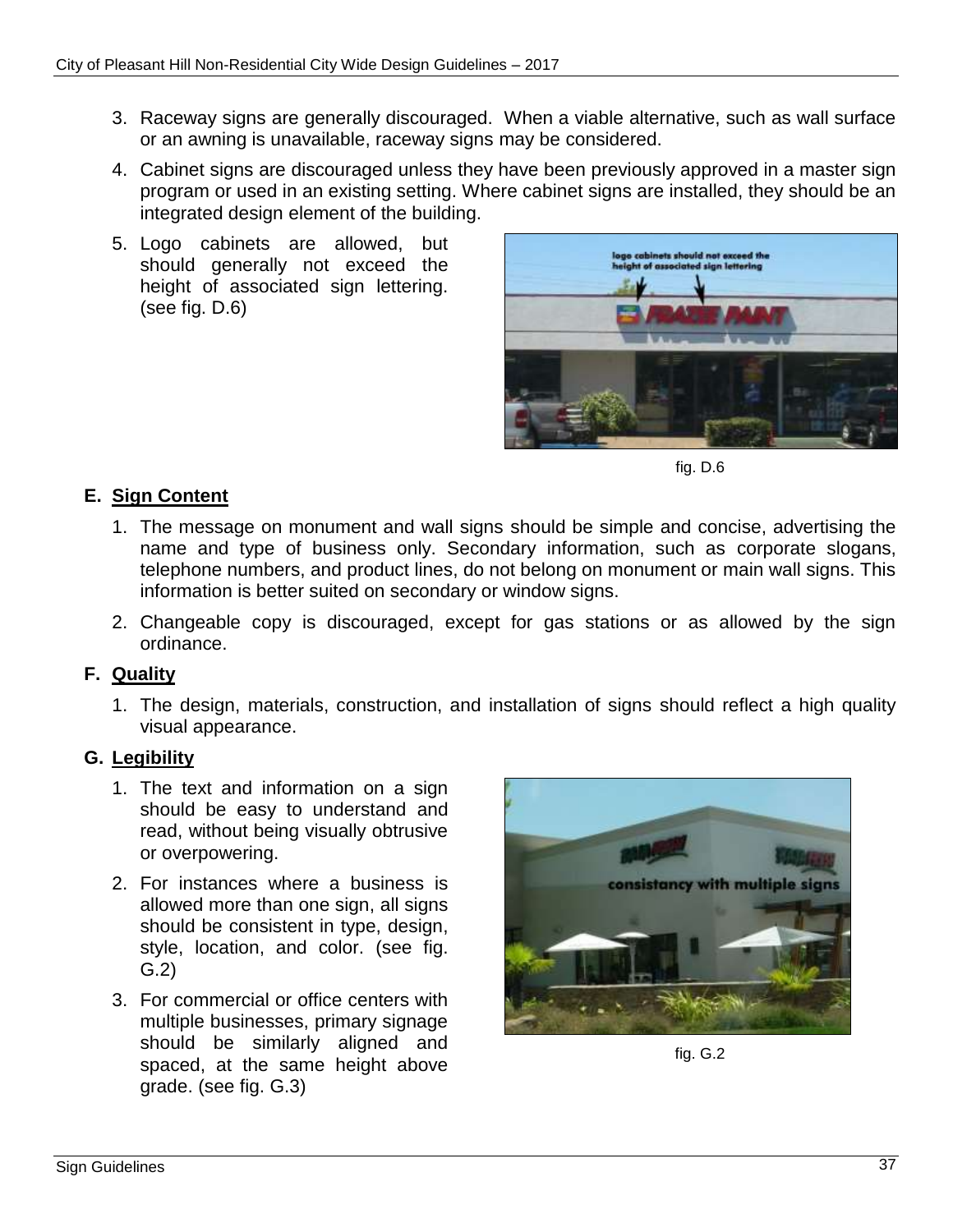3. Raceway signs are generally discouraged. When a viable alternative, such as wall surface or an awning is unavailable, raceway signs may be considered.
4. Cabinet signs are discouraged unless they have been previously approved in a master sign program or used in an existing setting. Where cabinet signs are installed, they should be an integrated design element of the building.
5. Logo cabinets are allowed, but should generally not exceed the height of associated sign lettering. (see fig. D.6)

fig. D.6

## E. Sign Content

1. The message on monument and wall signs should be simple and concise, advertising the name and type of business only. Secondary information, such as corporate slogans, telephone numbers, and product lines, do not belong on monument or main wall signs. This information is better suited on secondary or window signs.
2. Changeable copy is discouraged, except for gas stations or as allowed by the sign ordinance.

## F. Quality

1. The design, materials, construction, and installation of signs should reflect a high quality visual appearance.

## G. Legibility

1. The text and information on a sign should be easy to understand and read, without being visually obtrusive or overpowering.
2. For instances where a business is allowed more than one sign, all signs should be consistent in type, design, style, location, and color. (see fig. G.2)
3. For commercial or office centers with multiple businesses, primary signage should be similarly aligned and spaced, at the same height above grade. (see fig. G.3)

fig. G.2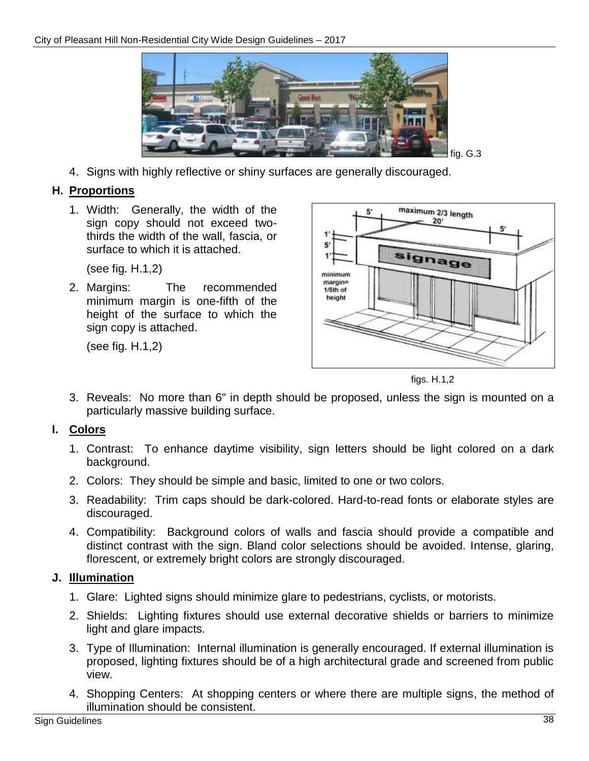fig. G.3

4. Signs with highly reflective or shiny surfaces are generally discouraged.

### H. Proportions

1. Width: Generally, the width of the sign copy should not exceed two-thirds the width of the wall, fascia, or surface to which it is attached.

   (see fig. H.1,2)

2. Margins: The recommended minimum margin is one-fifth of the height of the surface to which the sign copy is attached.

   (see fig. H.1,2)

figs. H.1,2

3. Reveals: No more than 6" in depth should be proposed, unless the sign is mounted on a particularly massive building surface.

### I. Colors

1. Contrast: To enhance daytime visibility, sign letters should be light colored on a dark background.
2. Colors: They should be simple and basic, limited to one or two colors.
3. Readability: Trim caps should be dark-colored. Hard-to-read fonts or elaborate styles are discouraged.
4. Compatibility: Background colors of walls and fascia should provide a compatible and distinct contrast with the sign. Bland color selections should be avoided. Intense, glaring, florescent, or extremely bright colors are strongly discouraged.

### J. Illumination

1. Glare: Lighted signs should minimize glare to pedestrians, cyclists, or motorists.
2. Shields: Lighting fixtures should use external decorative shields or barriers to minimize light and glare impacts.
3. Type of Illumination: Internal illumination is generally encouraged. If external illumination is proposed, lighting fixtures should be of a high architectural grade and screened from public view.
4. Shopping Centers: At shopping centers or where there are multiple signs, the method of illumination should be consistent.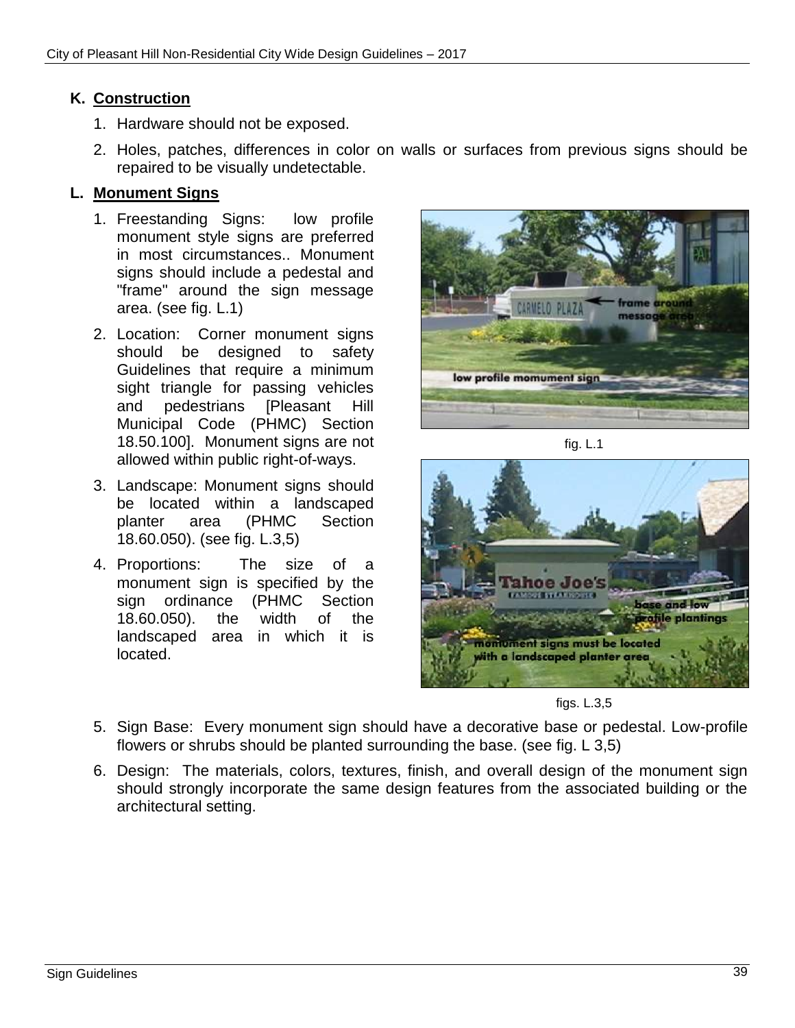**K. Construction**

1. Hardware should not be exposed.
2. Holes, patches, differences in color on walls or surfaces from previous signs should be repaired to be visually undetectable.

**L. Monument Signs**

1. Freestanding Signs: low profile monument style signs are preferred in most circumstances.. Monument signs should include a pedestal and "frame" around the sign message area. (see fig. L.1)
2. Location: Corner monument signs should be designed to safety Guidelines that require a minimum sight triangle for passing vehicles and pedestrians [Pleasant Hill Municipal Code (PHMC) Section 18.50.100]. Monument signs are not allowed within public right-of-ways.
3. Landscape: Monument signs should be located within a landscaped planter area (PHMC Section 18.60.050). (see fig. L.3,5)
4. Proportions: The size of a monument sign is specified by the sign ordinance (PHMC Section 18.60.050). the width of the landscaped area in which it is located.

fig. L.1

figs. L.3,5

5. Sign Base: Every monument sign should have a decorative base or pedestal. Low-profile flowers or shrubs should be planted surrounding the base. (see fig. L 3,5)
6. Design: The materials, colors, textures, finish, and overall design of the monument sign should strongly incorporate the same design features from the associated building or the architectural setting.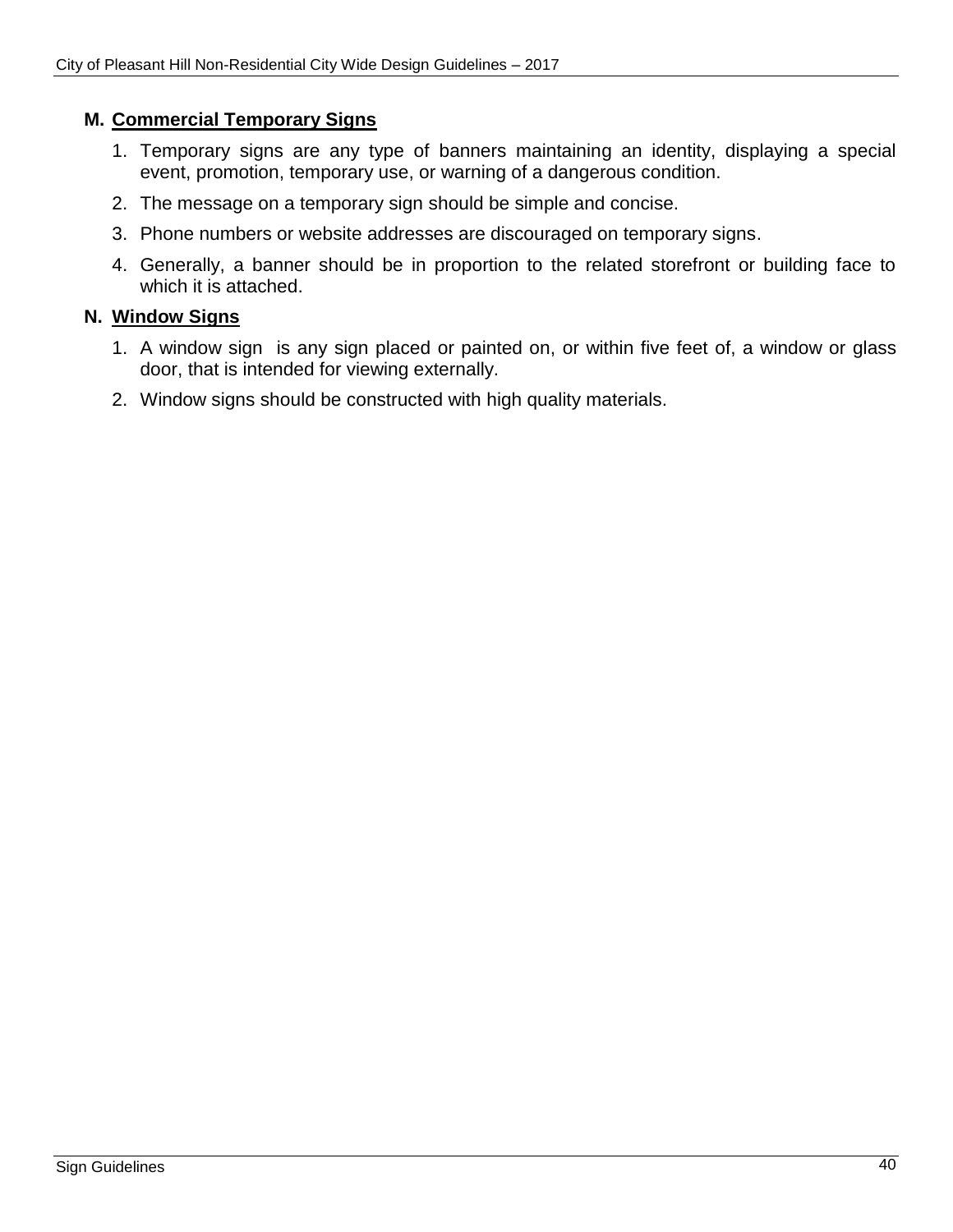## M. Commercial Temporary Signs

1. Temporary signs are any type of banners maintaining an identity, displaying a special event, promotion, temporary use, or warning of a dangerous condition.
2. The message on a temporary sign should be simple and concise.
3. Phone numbers or website addresses are discouraged on temporary signs.
4. Generally, a banner should be in proportion to the related storefront or building face to which it is attached.

## N. Window Signs

1. A window sign is any sign placed or painted on, or within five feet of, a window or glass door, that is intended for viewing externally.
2. Window signs should be constructed with high quality materials.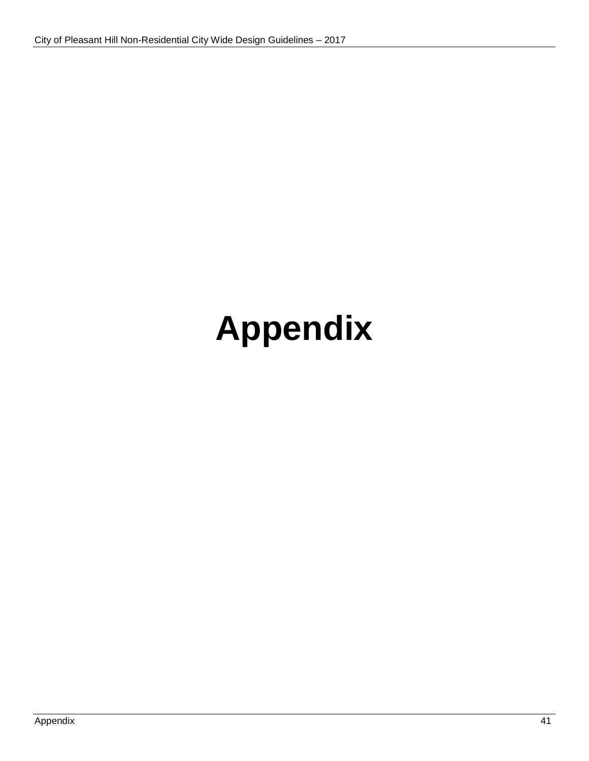# Appendix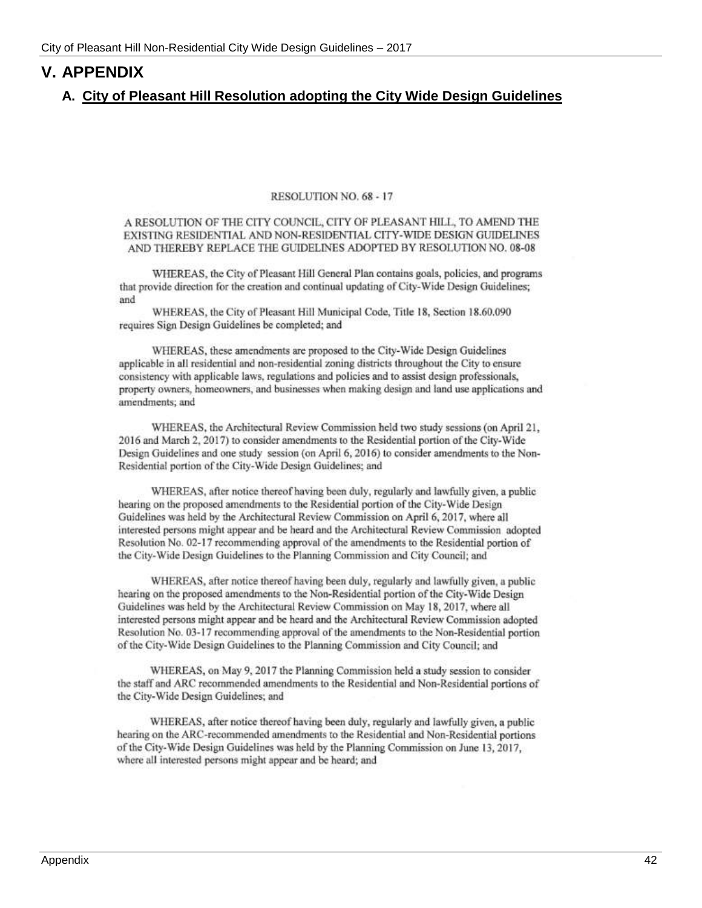# V. APPENDIX

## A. City of Pleasant Hill Resolution adopting the City Wide Design Guidelines

RESOLUTION NO. 68 - 17

A RESOLUTION OF THE CITY COUNCIL, CITY OF PLEASANT HILL, TO AMEND THE EXISTING RESIDENTIAL AND NON-RESIDENTIAL CITY-WIDE DESIGN GUIDELINES AND THEREBY REPLACE THE GUIDELINES ADOPTED BY RESOLUTION NO. 08-08

WHEREAS, the City of Pleasant Hill General Plan contains goals, policies, and programs that provide direction for the creation and continual updating of City-Wide Design Guidelines; and

WHEREAS, the City of Pleasant Hill Municipal Code, Title 18, Section 18.60.090 requires Sign Design Guidelines be completed; and

WHEREAS, these amendments are proposed to the City-Wide Design Guidelines applicable in all residential and non-residential zoning districts throughout the City to ensure consistency with applicable laws, regulations and policies and to assist design professionals, property owners, homeowners, and businesses when making design and land use applications and amendments; and

WHEREAS, the Architectural Review Commission held two study sessions (on April 21, 2016 and March 2, 2017) to consider amendments to the Residential portion of the City-Wide Design Guidelines and one study session (on April 6, 2016) to consider amendments to the Non-Residential portion of the City-Wide Design Guidelines; and

WHEREAS, after notice thereof having been duly, regularly and lawfully given, a public hearing on the proposed amendments to the Residential portion of the City-Wide Design Guidelines was held by the Architectural Review Commission on April 6, 2017, where all interested persons might appear and be heard and the Architectural Review Commission adopted Resolution No. 02-17 recommending approval of the amendments to the Residential portion of the City-Wide Design Guidelines to the Planning Commission and City Council; and

WHEREAS, after notice thereof having been duly, regularly and lawfully given, a public hearing on the proposed amendments to the Non-Residential portion of the City-Wide Design Guidelines was held by the Architectural Review Commission on May 18, 2017, where all interested persons might appear and be heard and the Architectural Review Commission adopted Resolution No. 03-17 recommending approval of the amendments to the Non-Residential portion of the City-Wide Design Guidelines to the Planning Commission and City Council; and

WHEREAS, on May 9, 2017 the Planning Commission held a study session to consider the staff and ARC recommended amendments to the Residential and Non-Residential portions of the City-Wide Design Guidelines; and

WHEREAS, after notice thereof having been duly, regularly and lawfully given, a public hearing on the ARC-recommended amendments to the Residential and Non-Residential portions of the City-Wide Design Guidelines was held by the Planning Commission on June 13, 2017, where all interested persons might appear and be heard; and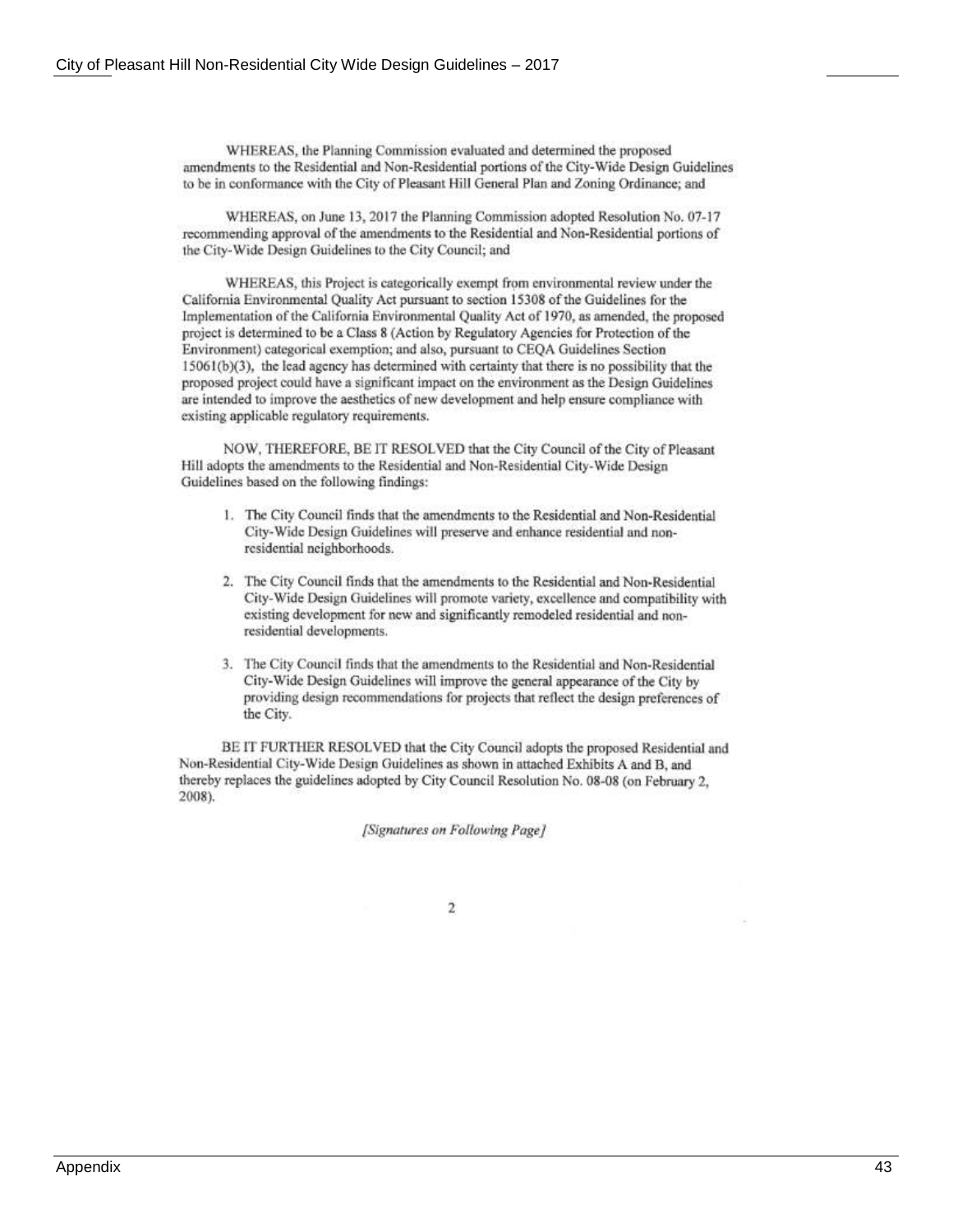WHEREAS, the Planning Commission evaluated and determined the proposed amendments to the Residential and Non-Residential portions of the City-Wide Design Guidelines to be in conformance with the City of Pleasant Hill General Plan and Zoning Ordinance; and

WHEREAS, on June 13, 2017 the Planning Commission adopted Resolution No. 07-17 recommending approval of the amendments to the Residential and Non-Residential portions of the City-Wide Design Guidelines to the City Council; and

WHEREAS, this Project is categorically exempt from environmental review under the California Environmental Quality Act pursuant to section 15308 of the Guidelines for the Implementation of the California Environmental Quality Act of 1970, as amended, the proposed project is determined to be a Class 8 (Action by Regulatory Agencies for Protection of the Environment) categorical exemption; and also, pursuant to CEQA Guidelines Section 15061(b)(3), the lead agency has determined with certainty that there is no possibility that the proposed project could have a significant impact on the environment as the Design Guidelines are intended to improve the aesthetics of new development and help ensure compliance with existing applicable regulatory requirements.

NOW, THEREFORE, BE IT RESOLVED that the City Council of the City of Pleasant Hill adopts the amendments to the Residential and Non-Residential City-Wide Design Guidelines based on the following findings:

1. The City Council finds that the amendments to the Residential and Non-Residential City-Wide Design Guidelines will preserve and enhance residential and non-residential neighborhoods.

2. The City Council finds that the amendments to the Residential and Non-Residential City-Wide Design Guidelines will promote variety, excellence and compatibility with existing development for new and significantly remodeled residential and non-residential developments.

3. The City Council finds that the amendments to the Residential and Non-Residential City-Wide Design Guidelines will improve the general appearance of the City by providing design recommendations for projects that reflect the design preferences of the City.

BE IT FURTHER RESOLVED that the City Council adopts the proposed Residential and Non-Residential City-Wide Design Guidelines as shown in attached Exhibits A and B, and thereby replaces the guidelines adopted by City Council Resolution No. 08-08 (on February 2, 2008).

*[Signatures on Following Page]*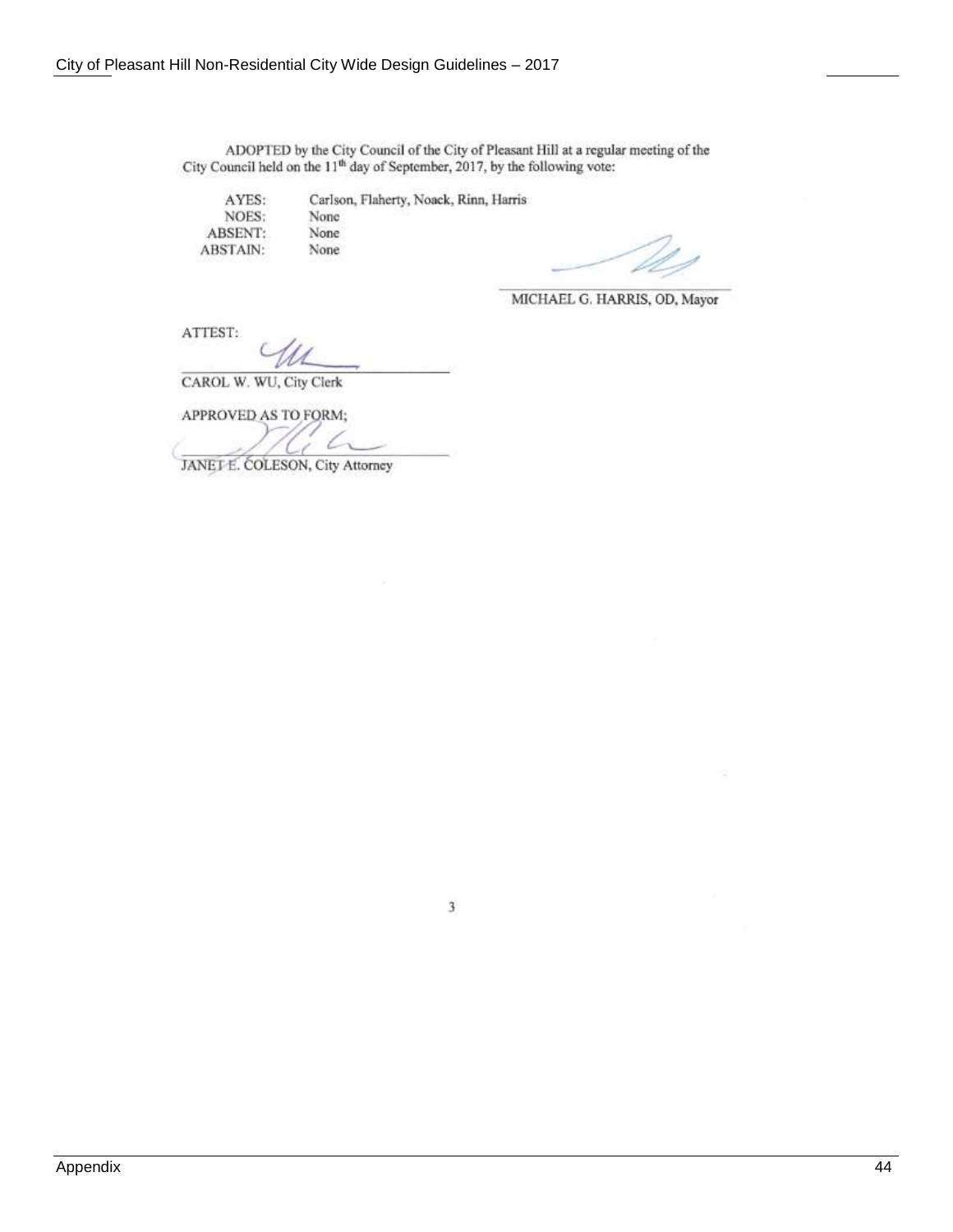ADOPTED by the City Council of the City of Pleasant Hill at a regular meeting of the City Council held on the 11th day of September, 2017, by the following vote:

| | |
|---|---|
| AYES: | Carlson, Flaherty, Noack, Rinn, Harris |
| NOES: | None |
| ABSENT: | None |
| ABSTAIN: | None |

MICHAEL G. HARRIS, OD, Mayor

ATTEST:

CAROL W. WU, City Clerk

APPROVED AS TO FORM;

JANET E. COLESON, City Attorney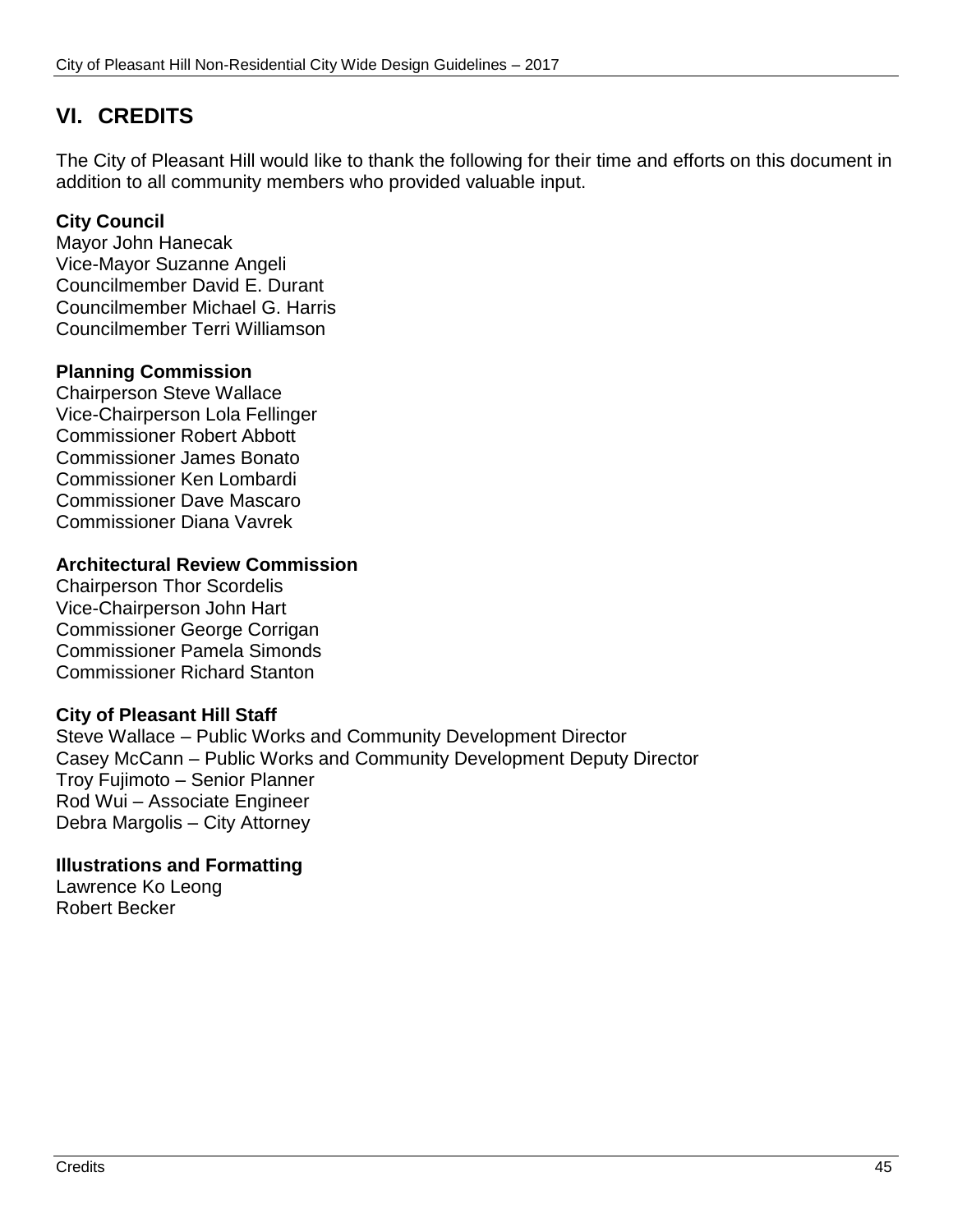# VI. CREDITS

The City of Pleasant Hill would like to thank the following for their time and efforts on this document in addition to all community members who provided valuable input.

**City Council**
Mayor John Hanecak
Vice-Mayor Suzanne Angeli
Councilmember David E. Durant
Councilmember Michael G. Harris
Councilmember Terri Williamson

**Planning Commission**
Chairperson Steve Wallace
Vice-Chairperson Lola Fellinger
Commissioner Robert Abbott
Commissioner James Bonato
Commissioner Ken Lombardi
Commissioner Dave Mascaro
Commissioner Diana Vavrek

**Architectural Review Commission**
Chairperson Thor Scordelis
Vice-Chairperson John Hart
Commissioner George Corrigan
Commissioner Pamela Simonds
Commissioner Richard Stanton

**City of Pleasant Hill Staff**
Steve Wallace – Public Works and Community Development Director
Casey McCann – Public Works and Community Development Deputy Director
Troy Fujimoto – Senior Planner
Rod Wui – Associate Engineer
Debra Margolis – City Attorney

**Illustrations and Formatting**
Lawrence Ko Leong
Robert Becker